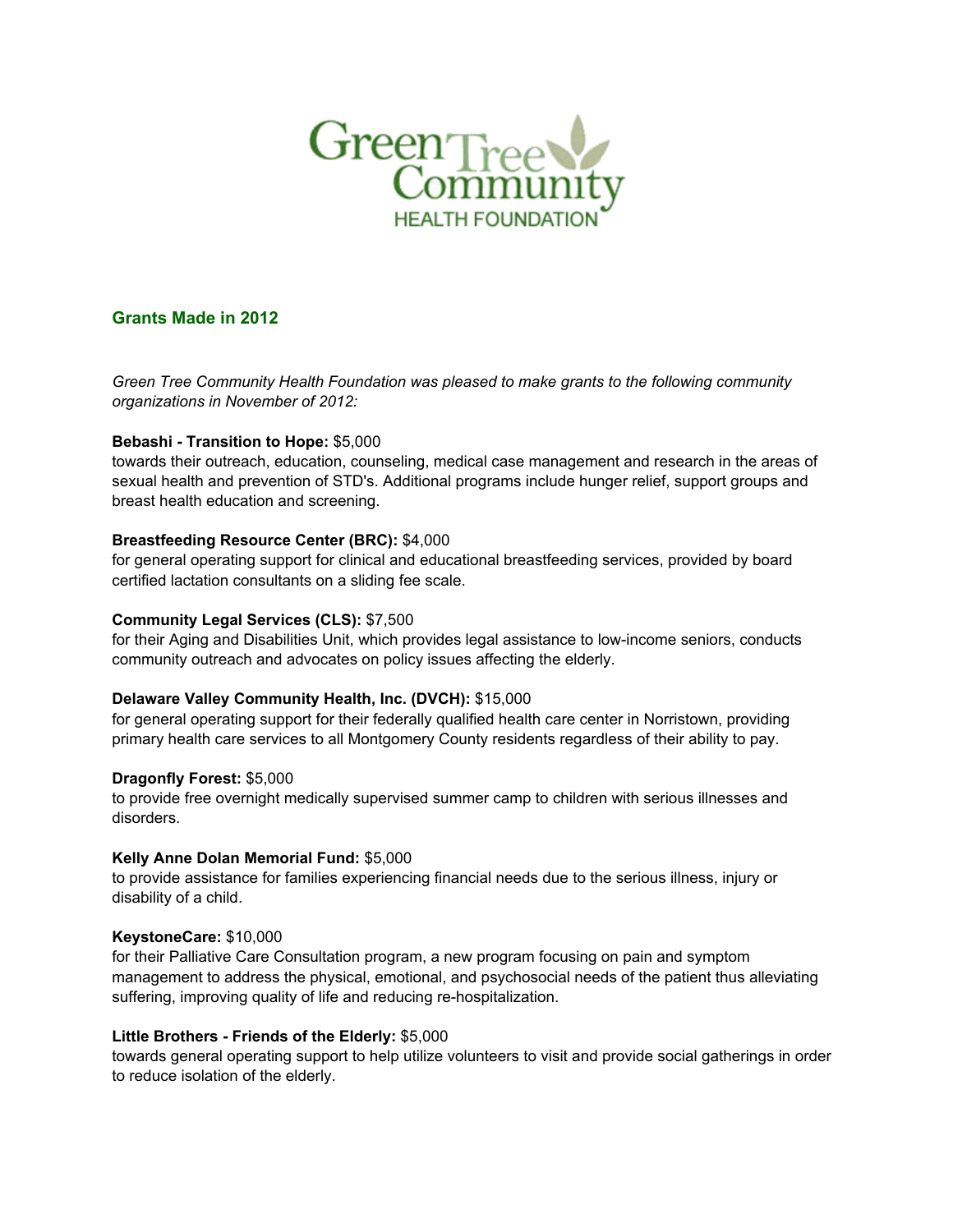Green Tree Community HEALTH FOUNDATION

## Grants Made in 2012

*Green Tree Community Health Foundation was pleased to make grants to the following community organizations in November of 2012:*

**Bebashi - Transition to Hope:** $5,000
towards their outreach, education, counseling, medical case management and research in the areas of sexual health and prevention of STD's. Additional programs include hunger relief, support groups and breast health education and screening.

**Breastfeeding Resource Center (BRC):** $4,000
for general operating support for clinical and educational breastfeeding services, provided by board certified lactation consultants on a sliding fee scale.

**Community Legal Services (CLS):** $7,500
for their Aging and Disabilities Unit, which provides legal assistance to low-income seniors, conducts community outreach and advocates on policy issues affecting the elderly.

**Delaware Valley Community Health, Inc. (DVCH):** $15,000
for general operating support for their federally qualified health care center in Norristown, providing primary health care services to all Montgomery County residents regardless of their ability to pay.

**Dragonfly Forest:** $5,000
to provide free overnight medically supervised summer camp to children with serious illnesses and disorders.

**Kelly Anne Dolan Memorial Fund:** $5,000
to provide assistance for families experiencing financial needs due to the serious illness, injury or disability of a child.

**KeystoneCare:** $10,000
for their Palliative Care Consultation program, a new program focusing on pain and symptom management to address the physical, emotional, and psychosocial needs of the patient thus alleviating suffering, improving quality of life and reducing re-hospitalization.

**Little Brothers - Friends of the Elderly:** $5,000
towards general operating support to help utilize volunteers to visit and provide social gatherings in order to reduce isolation of the elderly.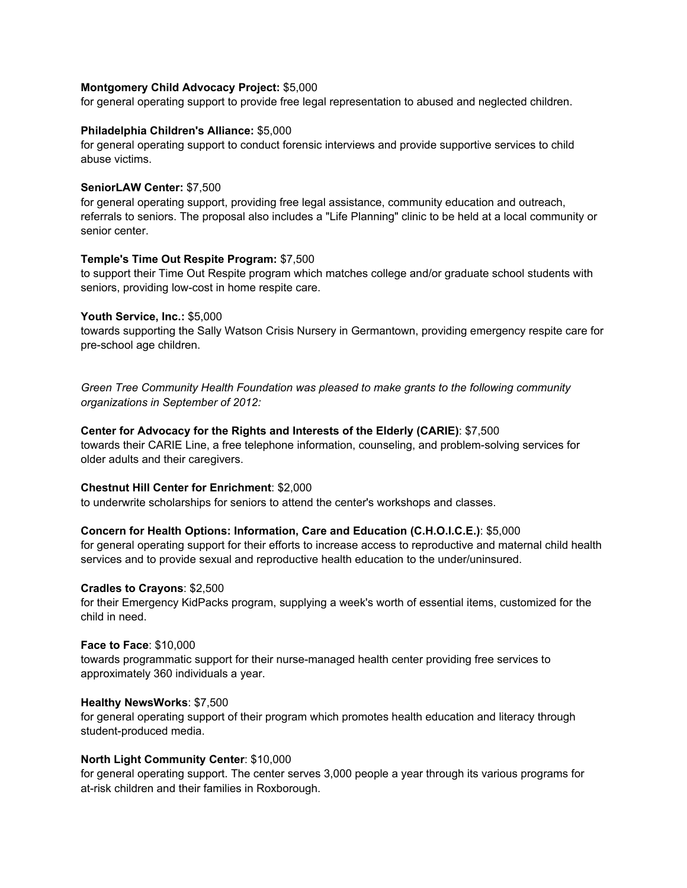**Montgomery Child Advocacy Project:** $5,000
for general operating support to provide free legal representation to abused and neglected children.

**Philadelphia Children's Alliance:** $5,000
for general operating support to conduct forensic interviews and provide supportive services to child abuse victims.

**SeniorLAW Center:** $7,500
for general operating support, providing free legal assistance, community education and outreach, referrals to seniors. The proposal also includes a "Life Planning" clinic to be held at a local community or senior center.

**Temple's Time Out Respite Program:** $7,500
to support their Time Out Respite program which matches college and/or graduate school students with seniors, providing low-cost in home respite care.

**Youth Service, Inc.:** $5,000
towards supporting the Sally Watson Crisis Nursery in Germantown, providing emergency respite care for pre-school age children.

*Green Tree Community Health Foundation was pleased to make grants to the following community organizations in September of 2012:*

**Center for Advocacy for the Rights and Interests of the Elderly (CARIE)**: $7,500
towards their CARIE Line, a free telephone information, counseling, and problem-solving services for older adults and their caregivers.

**Chestnut Hill Center for Enrichment**: $2,000
to underwrite scholarships for seniors to attend the center's workshops and classes.

**Concern for Health Options: Information, Care and Education (C.H.O.I.C.E.)**: $5,000
for general operating support for their efforts to increase access to reproductive and maternal child health services and to provide sexual and reproductive health education to the under/uninsured.

**Cradles to Crayons**: $2,500
for their Emergency KidPacks program, supplying a week's worth of essential items, customized for the child in need.

**Face to Face**: $10,000
towards programmatic support for their nurse-managed health center providing free services to approximately 360 individuals a year.

**Healthy NewsWorks**: $7,500
for general operating support of their program which promotes health education and literacy through student-produced media.

**North Light Community Center**: $10,000
for general operating support. The center serves 3,000 people a year through its various programs for at-risk children and their families in Roxborough.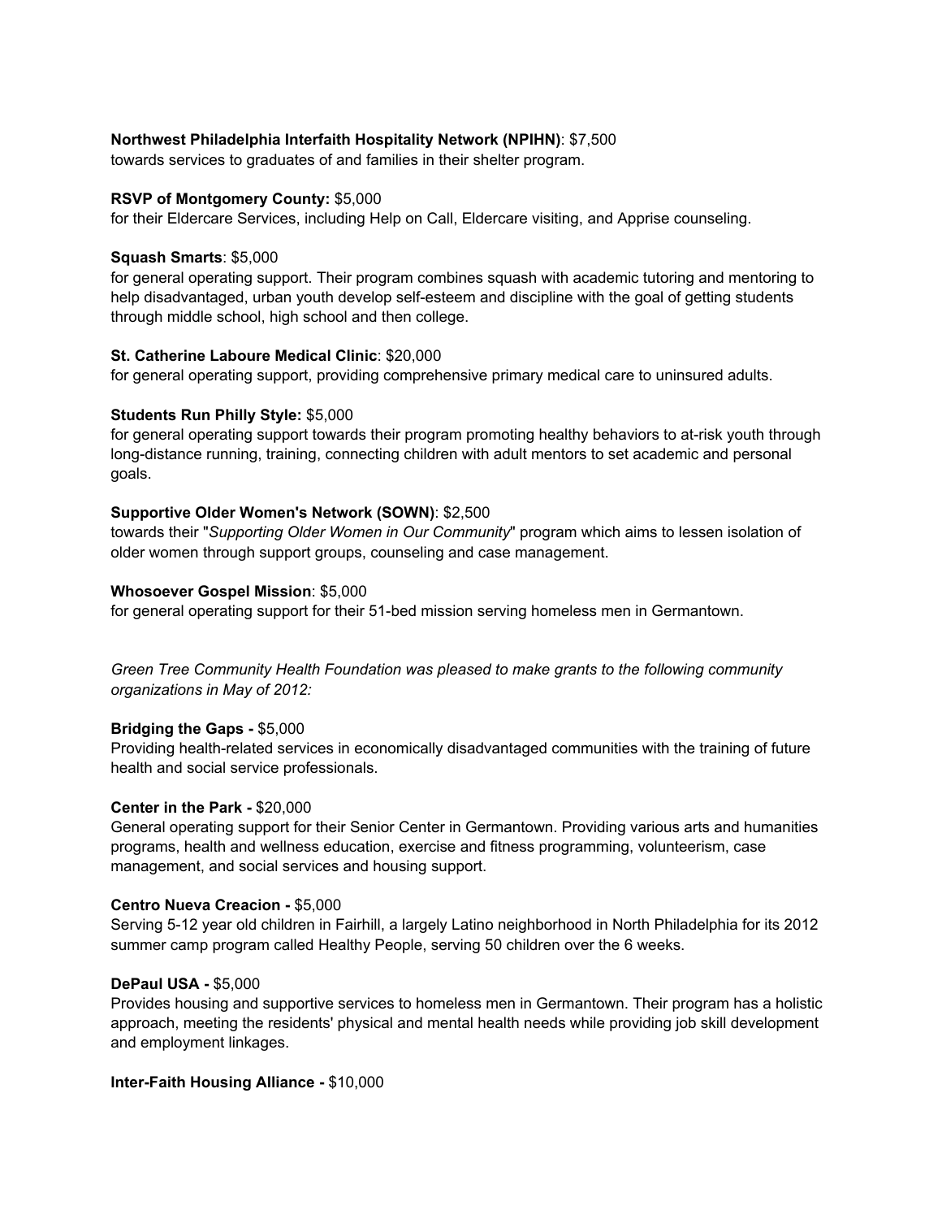**Northwest Philadelphia Interfaith Hospitality Network (NPIHN)**: $7,500
towards services to graduates of and families in their shelter program.

**RSVP of Montgomery County:** $5,000
for their Eldercare Services, including Help on Call, Eldercare visiting, and Apprise counseling.

**Squash Smarts**: $5,000
for general operating support. Their program combines squash with academic tutoring and mentoring to help disadvantaged, urban youth develop self-esteem and discipline with the goal of getting students through middle school, high school and then college.

**St. Catherine Laboure Medical Clinic**: $20,000
for general operating support, providing comprehensive primary medical care to uninsured adults.

**Students Run Philly Style:** $5,000
for general operating support towards their program promoting healthy behaviors to at-risk youth through long-distance running, training, connecting children with adult mentors to set academic and personal goals.

**Supportive Older Women's Network (SOWN)**: $2,500
towards their "*Supporting Older Women in Our Community*" program which aims to lessen isolation of older women through support groups, counseling and case management.

**Whosoever Gospel Mission**: $5,000
for general operating support for their 51-bed mission serving homeless men in Germantown.

*Green Tree Community Health Foundation was pleased to make grants to the following community organizations in May of 2012:*

**Bridging the Gaps -** $5,000
Providing health-related services in economically disadvantaged communities with the training of future health and social service professionals.

**Center in the Park -** $20,000
General operating support for their Senior Center in Germantown. Providing various arts and humanities programs, health and wellness education, exercise and fitness programming, volunteerism, case management, and social services and housing support.

**Centro Nueva Creacion -** $5,000
Serving 5-12 year old children in Fairhill, a largely Latino neighborhood in North Philadelphia for its 2012 summer camp program called Healthy People, serving 50 children over the 6 weeks.

**DePaul USA -** $5,000
Provides housing and supportive services to homeless men in Germantown. Their program has a holistic approach, meeting the residents' physical and mental health needs while providing job skill development and employment linkages.

**Inter-Faith Housing Alliance -** $10,000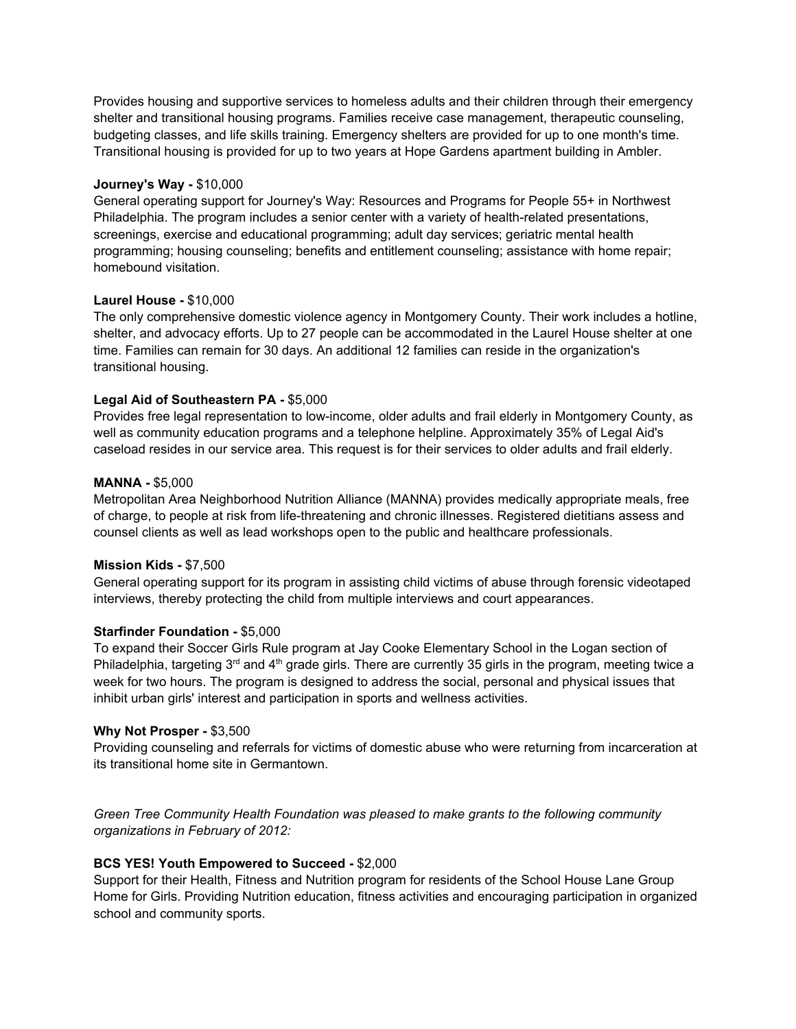Provides housing and supportive services to homeless adults and their children through their emergency shelter and transitional housing programs. Families receive case management, therapeutic counseling, budgeting classes, and life skills training. Emergency shelters are provided for up to one month's time. Transitional housing is provided for up to two years at Hope Gardens apartment building in Ambler.

**Journey's Way -** $10,000
General operating support for Journey's Way: Resources and Programs for People 55+ in Northwest Philadelphia. The program includes a senior center with a variety of health-related presentations, screenings, exercise and educational programming; adult day services; geriatric mental health programming; housing counseling; benefits and entitlement counseling; assistance with home repair; homebound visitation.

**Laurel House -** $10,000
The only comprehensive domestic violence agency in Montgomery County. Their work includes a hotline, shelter, and advocacy efforts. Up to 27 people can be accommodated in the Laurel House shelter at one time. Families can remain for 30 days. An additional 12 families can reside in the organization's transitional housing.

**Legal Aid of Southeastern PA -** $5,000
Provides free legal representation to low-income, older adults and frail elderly in Montgomery County, as well as community education programs and a telephone helpline. Approximately 35% of Legal Aid's caseload resides in our service area. This request is for their services to older adults and frail elderly.

**MANNA -** $5,000
Metropolitan Area Neighborhood Nutrition Alliance (MANNA) provides medically appropriate meals, free of charge, to people at risk from life-threatening and chronic illnesses. Registered dietitians assess and counsel clients as well as lead workshops open to the public and healthcare professionals.

**Mission Kids -** $7,500
General operating support for its program in assisting child victims of abuse through forensic videotaped interviews, thereby protecting the child from multiple interviews and court appearances.

**Starfinder Foundation -** $5,000
To expand their Soccer Girls Rule program at Jay Cooke Elementary School in the Logan section of Philadelphia, targeting 3rd and 4th grade girls. There are currently 35 girls in the program, meeting twice a week for two hours. The program is designed to address the social, personal and physical issues that inhibit urban girls' interest and participation in sports and wellness activities.

**Why Not Prosper -** $3,500
Providing counseling and referrals for victims of domestic abuse who were returning from incarceration at its transitional home site in Germantown.

*Green Tree Community Health Foundation was pleased to make grants to the following community organizations in February of 2012:*

**BCS YES! Youth Empowered to Succeed -** $2,000
Support for their Health, Fitness and Nutrition program for residents of the School House Lane Group Home for Girls. Providing Nutrition education, fitness activities and encouraging participation in organized school and community sports.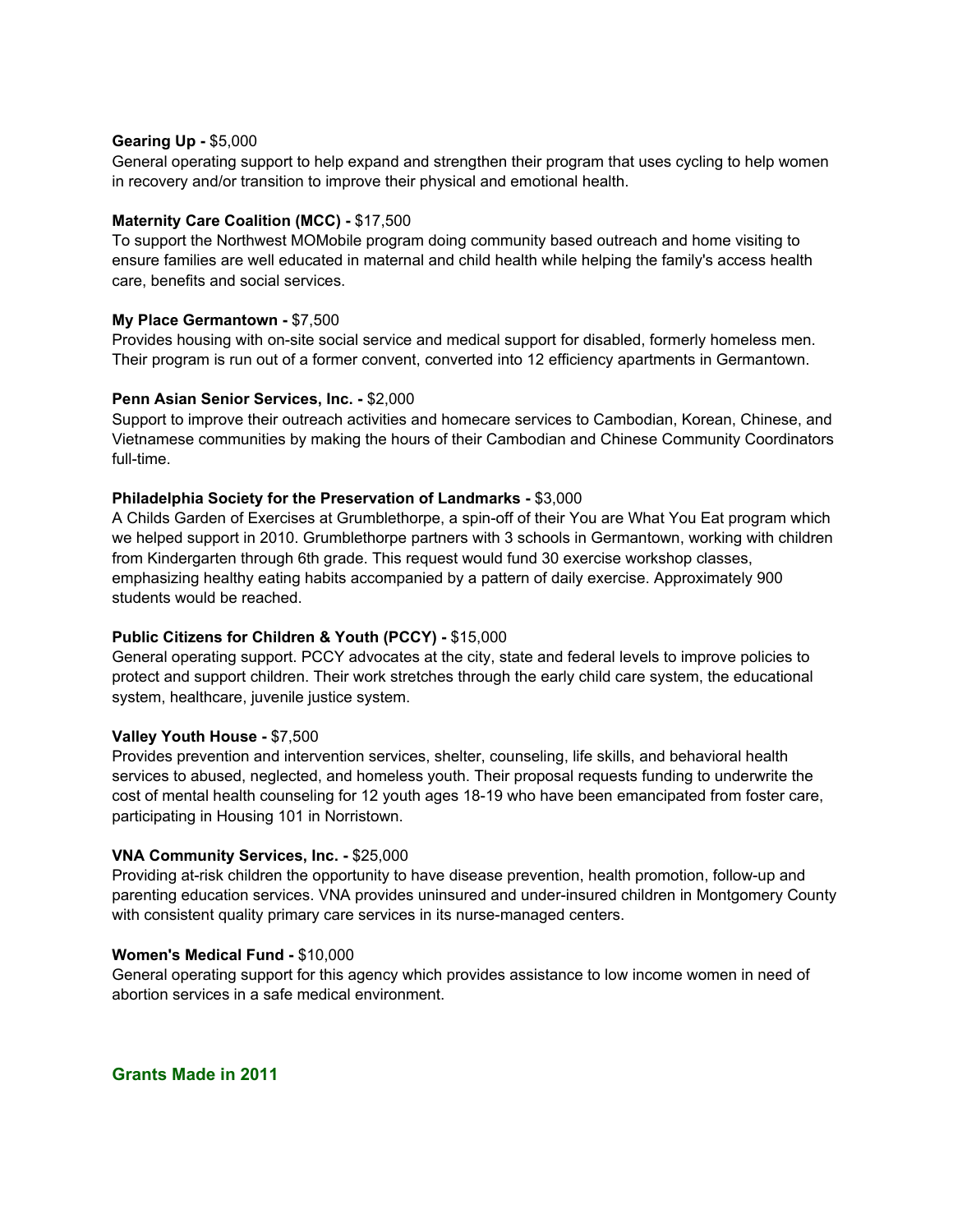**Gearing Up -** $5,000
General operating support to help expand and strengthen their program that uses cycling to help women in recovery and/or transition to improve their physical and emotional health.

**Maternity Care Coalition (MCC) -** $17,500
To support the Northwest MOMobile program doing community based outreach and home visiting to ensure families are well educated in maternal and child health while helping the family's access health care, benefits and social services.

**My Place Germantown -** $7,500
Provides housing with on-site social service and medical support for disabled, formerly homeless men. Their program is run out of a former convent, converted into 12 efficiency apartments in Germantown.

**Penn Asian Senior Services, Inc. -** $2,000
Support to improve their outreach activities and homecare services to Cambodian, Korean, Chinese, and Vietnamese communities by making the hours of their Cambodian and Chinese Community Coordinators full-time.

**Philadelphia Society for the Preservation of Landmarks -** $3,000
A Childs Garden of Exercises at Grumblethorpe, a spin-off of their You are What You Eat program which we helped support in 2010. Grumblethorpe partners with 3 schools in Germantown, working with children from Kindergarten through 6th grade. This request would fund 30 exercise workshop classes, emphasizing healthy eating habits accompanied by a pattern of daily exercise. Approximately 900 students would be reached.

**Public Citizens for Children & Youth (PCCY) -** $15,000
General operating support. PCCY advocates at the city, state and federal levels to improve policies to protect and support children. Their work stretches through the early child care system, the educational system, healthcare, juvenile justice system.

**Valley Youth House -** $7,500
Provides prevention and intervention services, shelter, counseling, life skills, and behavioral health services to abused, neglected, and homeless youth. Their proposal requests funding to underwrite the cost of mental health counseling for 12 youth ages 18-19 who have been emancipated from foster care, participating in Housing 101 in Norristown.

**VNA Community Services, Inc. -** $25,000
Providing at-risk children the opportunity to have disease prevention, health promotion, follow-up and parenting education services. VNA provides uninsured and under-insured children in Montgomery County with consistent quality primary care services in its nurse-managed centers.

**Women's Medical Fund -** $10,000
General operating support for this agency which provides assistance to low income women in need of abortion services in a safe medical environment.

## Grants Made in 2011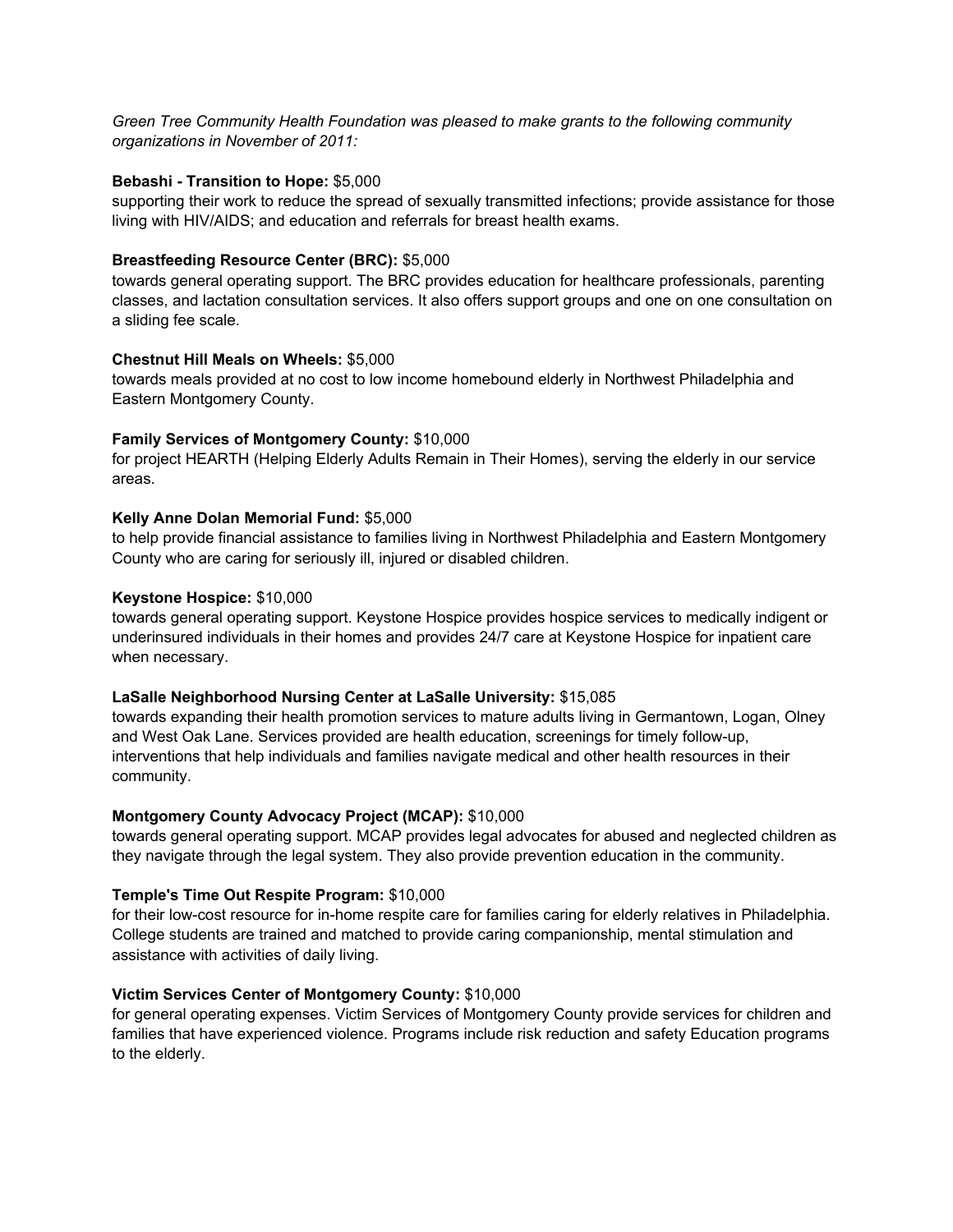*Green Tree Community Health Foundation was pleased to make grants to the following community organizations in November of 2011:*

**Bebashi - Transition to Hope:** $5,000
supporting their work to reduce the spread of sexually transmitted infections; provide assistance for those living with HIV/AIDS; and education and referrals for breast health exams.

**Breastfeeding Resource Center (BRC):** $5,000
towards general operating support. The BRC provides education for healthcare professionals, parenting classes, and lactation consultation services. It also offers support groups and one on one consultation on a sliding fee scale.

**Chestnut Hill Meals on Wheels:** $5,000
towards meals provided at no cost to low income homebound elderly in Northwest Philadelphia and Eastern Montgomery County.

**Family Services of Montgomery County:** $10,000
for project HEARTH (Helping Elderly Adults Remain in Their Homes), serving the elderly in our service areas.

**Kelly Anne Dolan Memorial Fund:** $5,000
to help provide financial assistance to families living in Northwest Philadelphia and Eastern Montgomery County who are caring for seriously ill, injured or disabled children.

**Keystone Hospice:** $10,000
towards general operating support. Keystone Hospice provides hospice services to medically indigent or underinsured individuals in their homes and provides 24/7 care at Keystone Hospice for inpatient care when necessary.

**LaSalle Neighborhood Nursing Center at LaSalle University:** $15,085
towards expanding their health promotion services to mature adults living in Germantown, Logan, Olney and West Oak Lane. Services provided are health education, screenings for timely follow-up, interventions that help individuals and families navigate medical and other health resources in their community.

**Montgomery County Advocacy Project (MCAP):** $10,000
towards general operating support. MCAP provides legal advocates for abused and neglected children as they navigate through the legal system. They also provide prevention education in the community.

**Temple's Time Out Respite Program:** $10,000
for their low-cost resource for in-home respite care for families caring for elderly relatives in Philadelphia. College students are trained and matched to provide caring companionship, mental stimulation and assistance with activities of daily living.

**Victim Services Center of Montgomery County:** $10,000
for general operating expenses. Victim Services of Montgomery County provide services for children and families that have experienced violence. Programs include risk reduction and safety Education programs to the elderly.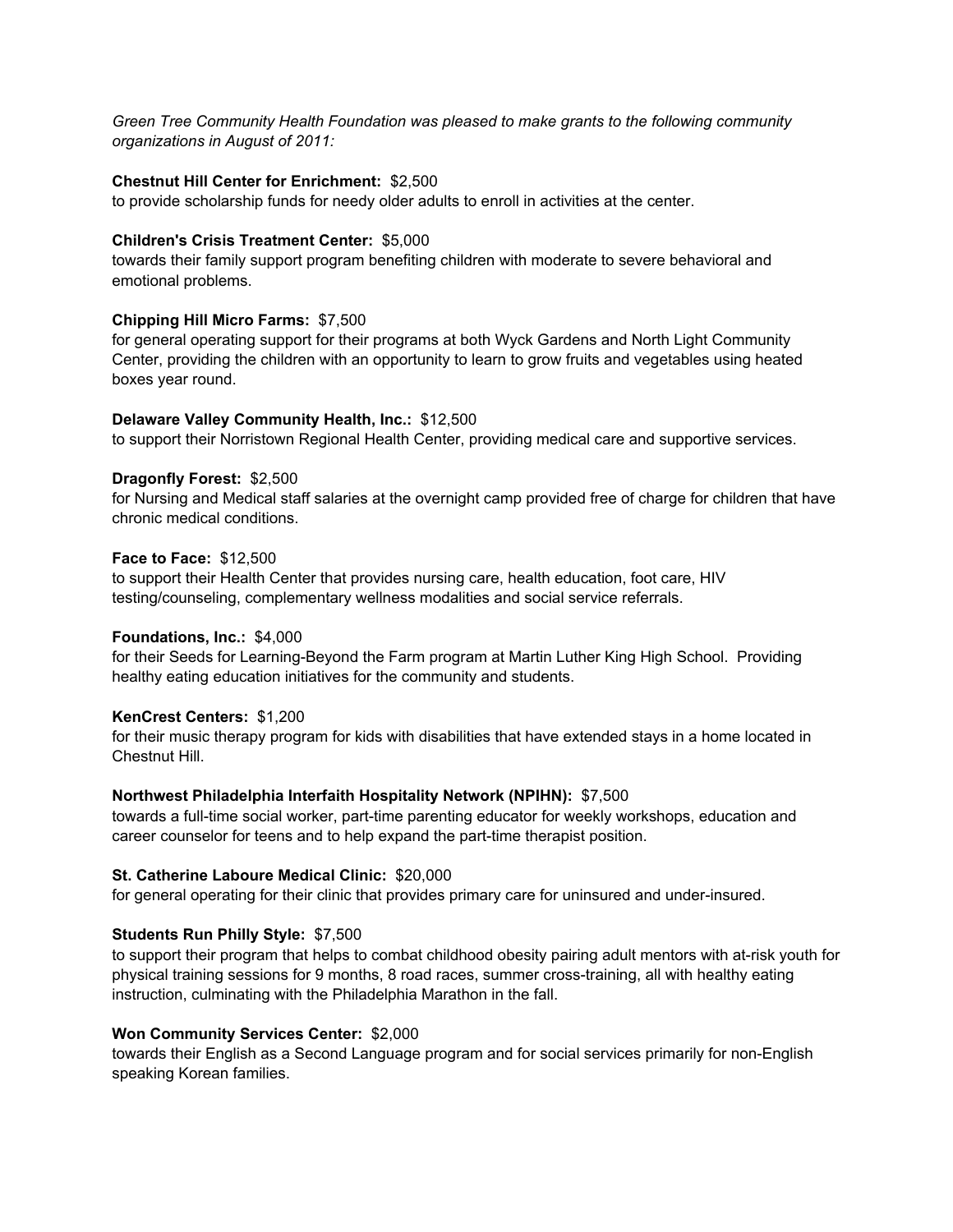*Green Tree Community Health Foundation was pleased to make grants to the following community organizations in August of 2011:*

**Chestnut Hill Center for Enrichment:** $2,500
to provide scholarship funds for needy older adults to enroll in activities at the center.

**Children's Crisis Treatment Center:** $5,000
towards their family support program benefiting children with moderate to severe behavioral and emotional problems.

**Chipping Hill Micro Farms:** $7,500
for general operating support for their programs at both Wyck Gardens and North Light Community Center, providing the children with an opportunity to learn to grow fruits and vegetables using heated boxes year round.

**Delaware Valley Community Health, Inc.:** $12,500
to support their Norristown Regional Health Center, providing medical care and supportive services.

**Dragonfly Forest:** $2,500
for Nursing and Medical staff salaries at the overnight camp provided free of charge for children that have chronic medical conditions.

**Face to Face:** $12,500
to support their Health Center that provides nursing care, health education, foot care, HIV testing/counseling, complementary wellness modalities and social service referrals.

**Foundations, Inc.:** $4,000
for their Seeds for Learning-Beyond the Farm program at Martin Luther King High School. Providing healthy eating education initiatives for the community and students.

**KenCrest Centers:** $1,200
for their music therapy program for kids with disabilities that have extended stays in a home located in Chestnut Hill.

**Northwest Philadelphia Interfaith Hospitality Network (NPIHN):** $7,500
towards a full-time social worker, part-time parenting educator for weekly workshops, education and career counselor for teens and to help expand the part-time therapist position.

**St. Catherine Laboure Medical Clinic:** $20,000
for general operating for their clinic that provides primary care for uninsured and under-insured.

**Students Run Philly Style:** $7,500
to support their program that helps to combat childhood obesity pairing adult mentors with at-risk youth for physical training sessions for 9 months, 8 road races, summer cross-training, all with healthy eating instruction, culminating with the Philadelphia Marathon in the fall.

**Won Community Services Center:** $2,000
towards their English as a Second Language program and for social services primarily for non-English speaking Korean families.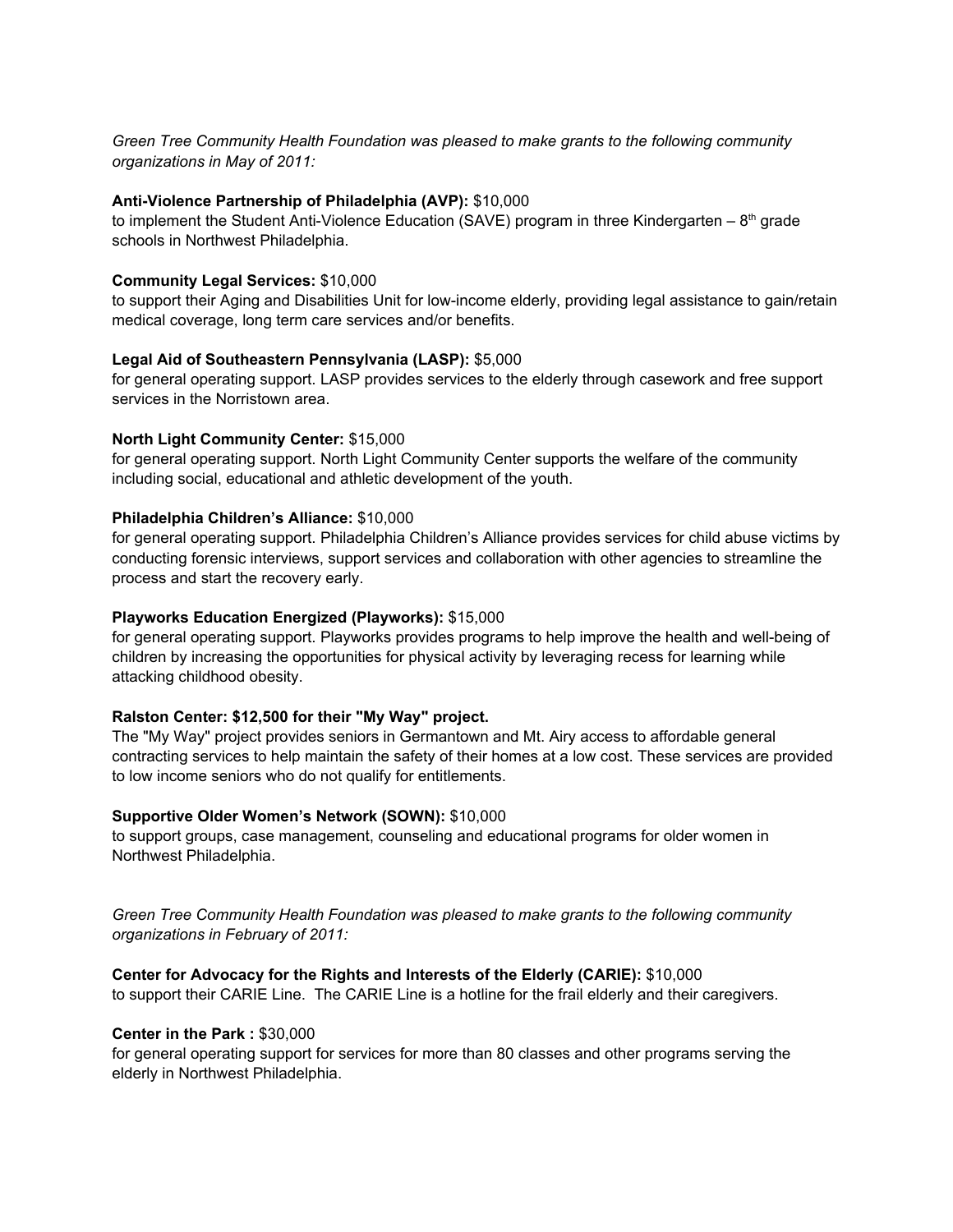*Green Tree Community Health Foundation was pleased to make grants to the following community organizations in May of 2011:*

**Anti-Violence Partnership of Philadelphia (AVP):** $10,000
to implement the Student Anti-Violence Education (SAVE) program in three Kindergarten – 8th grade schools in Northwest Philadelphia.

**Community Legal Services:** $10,000
to support their Aging and Disabilities Unit for low-income elderly, providing legal assistance to gain/retain medical coverage, long term care services and/or benefits.

**Legal Aid of Southeastern Pennsylvania (LASP):** $5,000
for general operating support. LASP provides services to the elderly through casework and free support services in the Norristown area.

**North Light Community Center:** $15,000
for general operating support. North Light Community Center supports the welfare of the community including social, educational and athletic development of the youth.

**Philadelphia Children's Alliance:** $10,000
for general operating support. Philadelphia Children's Alliance provides services for child abuse victims by conducting forensic interviews, support services and collaboration with other agencies to streamline the process and start the recovery early.

**Playworks Education Energized (Playworks):** $15,000
for general operating support. Playworks provides programs to help improve the health and well-being of children by increasing the opportunities for physical activity by leveraging recess for learning while attacking childhood obesity.

**Ralston Center: $12,500 for their "My Way" project.**
The "My Way" project provides seniors in Germantown and Mt. Airy access to affordable general contracting services to help maintain the safety of their homes at a low cost. These services are provided to low income seniors who do not qualify for entitlements.

**Supportive Older Women's Network (SOWN):** $10,000
to support groups, case management, counseling and educational programs for older women in Northwest Philadelphia.

*Green Tree Community Health Foundation was pleased to make grants to the following community organizations in February of 2011:*

**Center for Advocacy for the Rights and Interests of the Elderly (CARIE):** $10,000
to support their CARIE Line. The CARIE Line is a hotline for the frail elderly and their caregivers.

**Center in the Park :** $30,000
for general operating support for services for more than 80 classes and other programs serving the elderly in Northwest Philadelphia.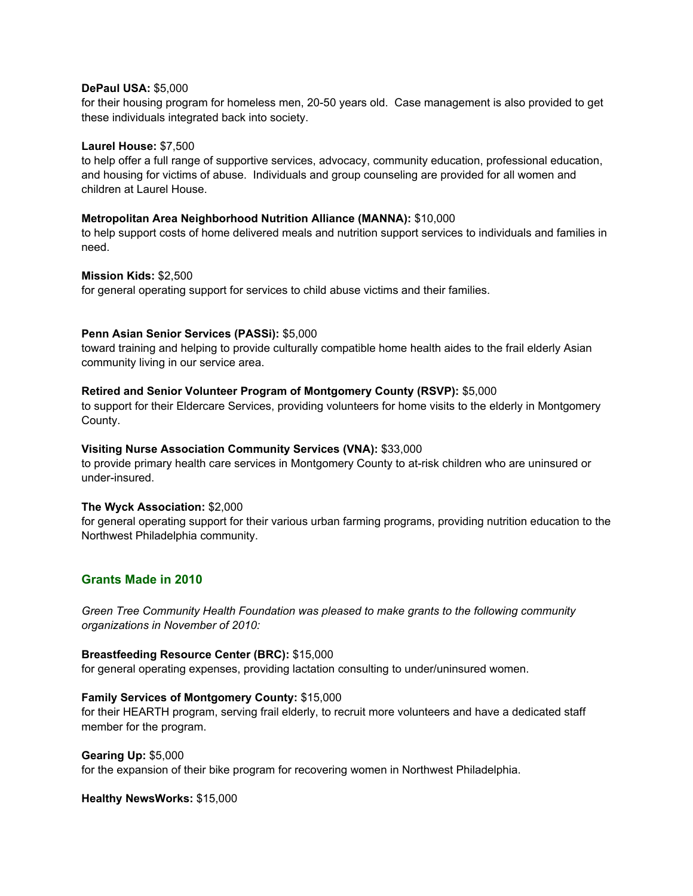**DePaul USA:** $5,000
for their housing program for homeless men, 20-50 years old. Case management is also provided to get these individuals integrated back into society.

**Laurel House:** $7,500
to help offer a full range of supportive services, advocacy, community education, professional education, and housing for victims of abuse. Individuals and group counseling are provided for all women and children at Laurel House.

**Metropolitan Area Neighborhood Nutrition Alliance (MANNA):** $10,000
to help support costs of home delivered meals and nutrition support services to individuals and families in need.

**Mission Kids:** $2,500
for general operating support for services to child abuse victims and their families.

**Penn Asian Senior Services (PASSi):** $5,000
toward training and helping to provide culturally compatible home health aides to the frail elderly Asian community living in our service area.

**Retired and Senior Volunteer Program of Montgomery County (RSVP):** $5,000
to support for their Eldercare Services, providing volunteers for home visits to the elderly in Montgomery County.

**Visiting Nurse Association Community Services (VNA):** $33,000
to provide primary health care services in Montgomery County to at-risk children who are uninsured or under-insured.

**The Wyck Association:** $2,000
for general operating support for their various urban farming programs, providing nutrition education to the Northwest Philadelphia community.

## Grants Made in 2010

*Green Tree Community Health Foundation was pleased to make grants to the following community organizations in November of 2010:*

**Breastfeeding Resource Center (BRC):** $15,000
for general operating expenses, providing lactation consulting to under/uninsured women.

**Family Services of Montgomery County:** $15,000
for their HEARTH program, serving frail elderly, to recruit more volunteers and have a dedicated staff member for the program.

**Gearing Up:** $5,000
for the expansion of their bike program for recovering women in Northwest Philadelphia.

**Healthy NewsWorks:** $15,000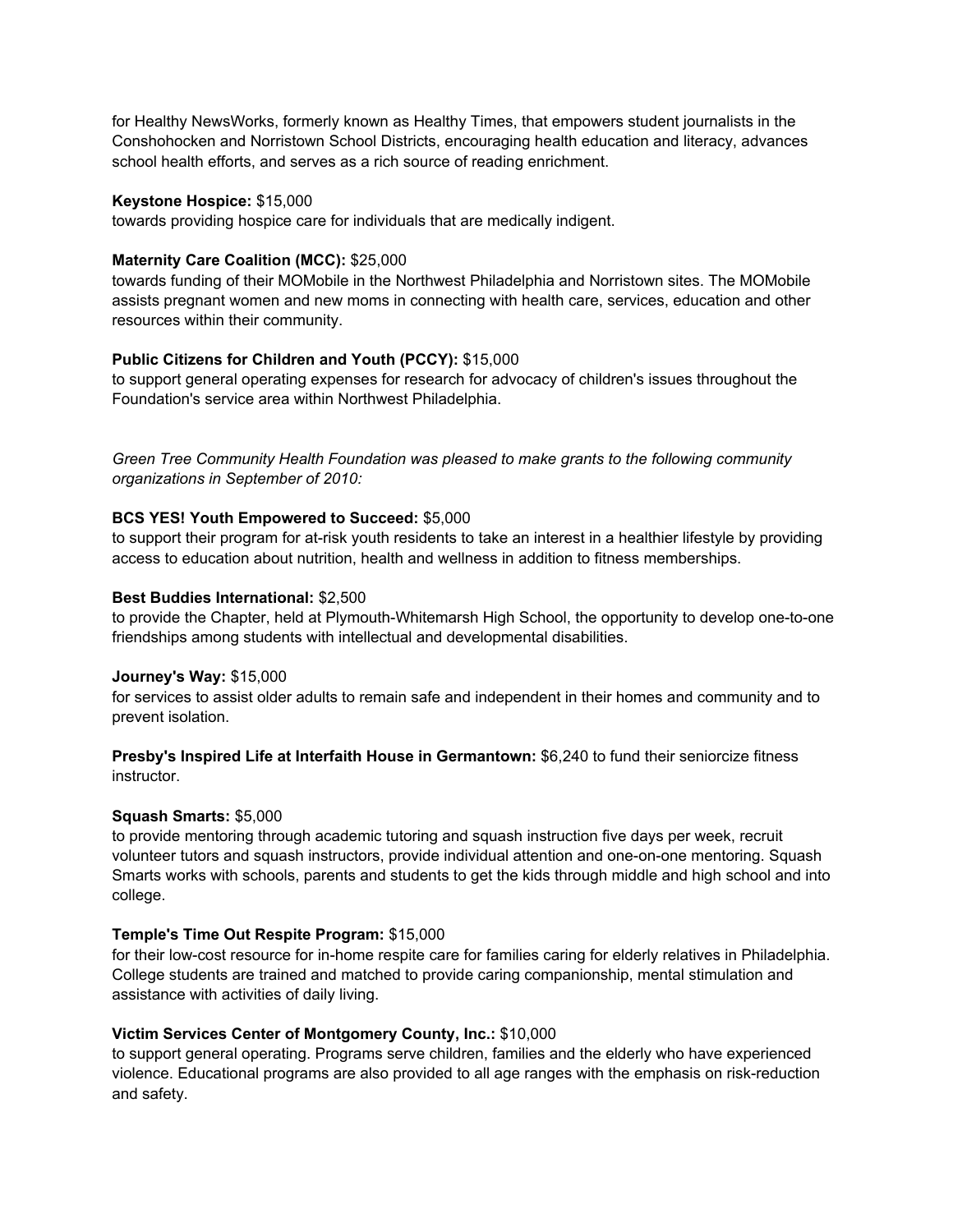for Healthy NewsWorks, formerly known as Healthy Times, that empowers student journalists in the Conshohocken and Norristown School Districts, encouraging health education and literacy, advances school health efforts, and serves as a rich source of reading enrichment.

**Keystone Hospice:** $15,000
towards providing hospice care for individuals that are medically indigent.

**Maternity Care Coalition (MCC):** $25,000
towards funding of their MOMobile in the Northwest Philadelphia and Norristown sites. The MOMobile assists pregnant women and new moms in connecting with health care, services, education and other resources within their community.

**Public Citizens for Children and Youth (PCCY):** $15,000
to support general operating expenses for research for advocacy of children's issues throughout the Foundation's service area within Northwest Philadelphia.

*Green Tree Community Health Foundation was pleased to make grants to the following community organizations in September of 2010:*

**BCS YES! Youth Empowered to Succeed:** $5,000
to support their program for at-risk youth residents to take an interest in a healthier lifestyle by providing access to education about nutrition, health and wellness in addition to fitness memberships.

**Best Buddies International:** $2,500
to provide the Chapter, held at Plymouth-Whitemarsh High School, the opportunity to develop one-to-one friendships among students with intellectual and developmental disabilities.

**Journey's Way:** $15,000
for services to assist older adults to remain safe and independent in their homes and community and to prevent isolation.

**Presby's Inspired Life at Interfaith House in Germantown:** $6,240 to fund their seniorcize fitness instructor.

**Squash Smarts:** $5,000
to provide mentoring through academic tutoring and squash instruction five days per week, recruit volunteer tutors and squash instructors, provide individual attention and one-on-one mentoring. Squash Smarts works with schools, parents and students to get the kids through middle and high school and into college.

**Temple's Time Out Respite Program:** $15,000
for their low-cost resource for in-home respite care for families caring for elderly relatives in Philadelphia. College students are trained and matched to provide caring companionship, mental stimulation and assistance with activities of daily living.

**Victim Services Center of Montgomery County, Inc.:** $10,000
to support general operating. Programs serve children, families and the elderly who have experienced violence. Educational programs are also provided to all age ranges with the emphasis on risk-reduction and safety.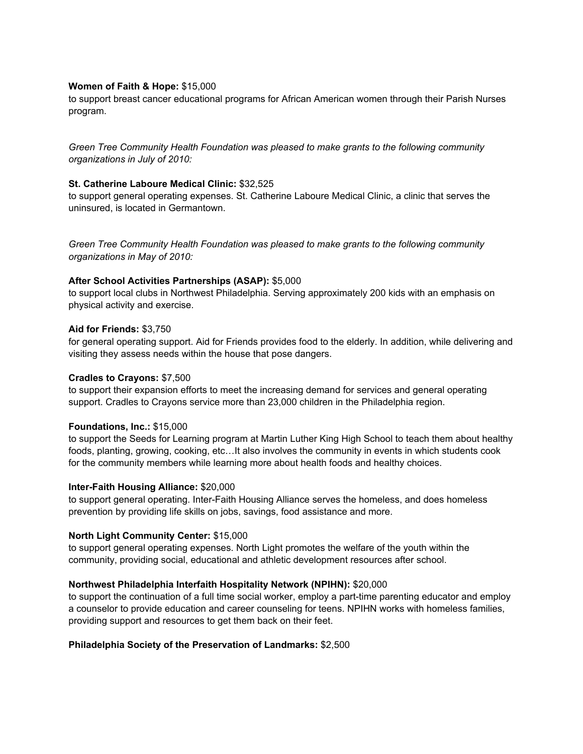**Women of Faith & Hope:** $15,000
to support breast cancer educational programs for African American women through their Parish Nurses program.

*Green Tree Community Health Foundation was pleased to make grants to the following community organizations in July of 2010:*

**St. Catherine Laboure Medical Clinic:** $32,525
to support general operating expenses. St. Catherine Laboure Medical Clinic, a clinic that serves the uninsured, is located in Germantown.

*Green Tree Community Health Foundation was pleased to make grants to the following community organizations in May of 2010:*

**After School Activities Partnerships (ASAP):** $5,000
to support local clubs in Northwest Philadelphia. Serving approximately 200 kids with an emphasis on physical activity and exercise.

**Aid for Friends:** $3,750
for general operating support. Aid for Friends provides food to the elderly. In addition, while delivering and visiting they assess needs within the house that pose dangers.

**Cradles to Crayons:** $7,500
to support their expansion efforts to meet the increasing demand for services and general operating support. Cradles to Crayons service more than 23,000 children in the Philadelphia region.

**Foundations, Inc.:** $15,000
to support the Seeds for Learning program at Martin Luther King High School to teach them about healthy foods, planting, growing, cooking, etc…It also involves the community in events in which students cook for the community members while learning more about health foods and healthy choices.

**Inter-Faith Housing Alliance:** $20,000
to support general operating. Inter-Faith Housing Alliance serves the homeless, and does homeless prevention by providing life skills on jobs, savings, food assistance and more.

**North Light Community Center:** $15,000
to support general operating expenses. North Light promotes the welfare of the youth within the community, providing social, educational and athletic development resources after school.

**Northwest Philadelphia Interfaith Hospitality Network (NPIHN):** $20,000
to support the continuation of a full time social worker, employ a part-time parenting educator and employ a counselor to provide education and career counseling for teens. NPIHN works with homeless families, providing support and resources to get them back on their feet.

**Philadelphia Society of the Preservation of Landmarks:** $2,500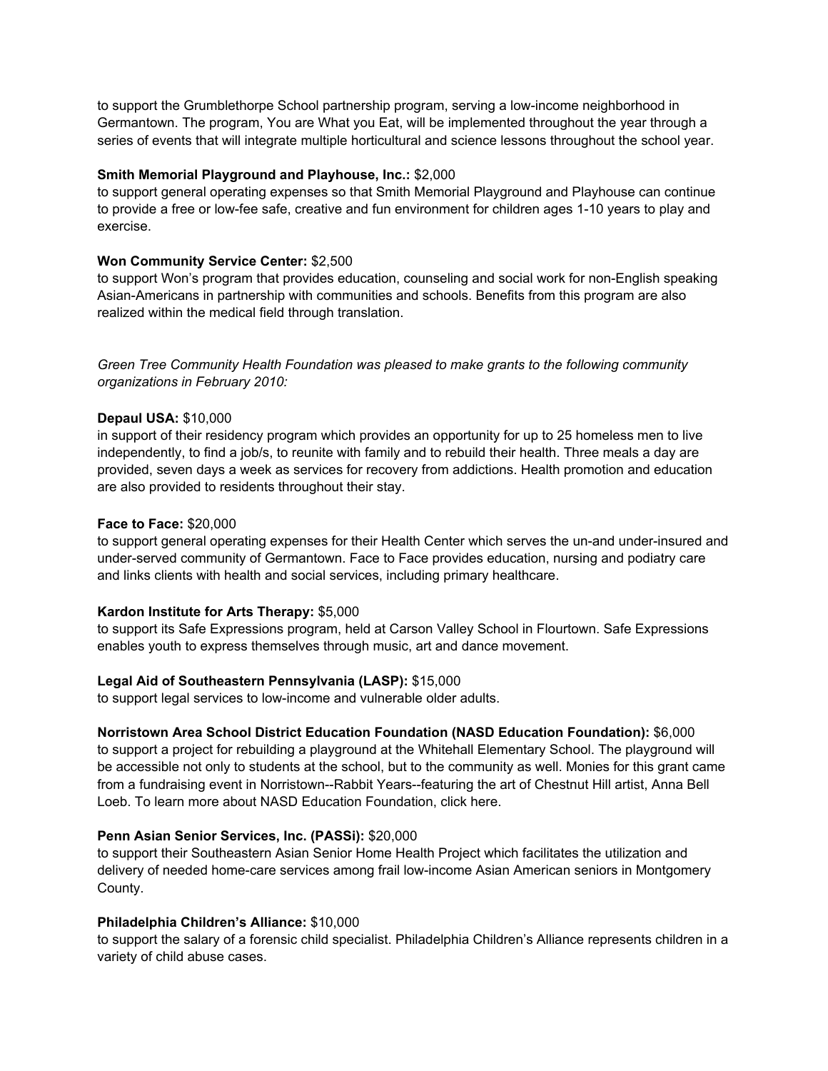to support the Grumblethorpe School partnership program, serving a low-income neighborhood in Germantown. The program, You are What you Eat, will be implemented throughout the year through a series of events that will integrate multiple horticultural and science lessons throughout the school year.

**Smith Memorial Playground and Playhouse, Inc.:** $2,000
to support general operating expenses so that Smith Memorial Playground and Playhouse can continue to provide a free or low-fee safe, creative and fun environment for children ages 1-10 years to play and exercise.

**Won Community Service Center:** $2,500
to support Won's program that provides education, counseling and social work for non-English speaking Asian-Americans in partnership with communities and schools. Benefits from this program are also realized within the medical field through translation.

*Green Tree Community Health Foundation was pleased to make grants to the following community organizations in February 2010:*

**Depaul USA:** $10,000
in support of their residency program which provides an opportunity for up to 25 homeless men to live independently, to find a job/s, to reunite with family and to rebuild their health. Three meals a day are provided, seven days a week as services for recovery from addictions. Health promotion and education are also provided to residents throughout their stay.

**Face to Face:** $20,000
to support general operating expenses for their Health Center which serves the un-and under-insured and under-served community of Germantown. Face to Face provides education, nursing and podiatry care and links clients with health and social services, including primary healthcare.

**Kardon Institute for Arts Therapy:** $5,000
to support its Safe Expressions program, held at Carson Valley School in Flourtown. Safe Expressions enables youth to express themselves through music, art and dance movement.

**Legal Aid of Southeastern Pennsylvania (LASP):** $15,000
to support legal services to low-income and vulnerable older adults.

**Norristown Area School District Education Foundation (NASD Education Foundation):** $6,000
to support a project for rebuilding a playground at the Whitehall Elementary School. The playground will be accessible not only to students at the school, but to the community as well. Monies for this grant came from a fundraising event in Norristown--Rabbit Years--featuring the art of Chestnut Hill artist, Anna Bell Loeb. To learn more about NASD Education Foundation, click here.

**Penn Asian Senior Services, Inc. (PASSi):** $20,000
to support their Southeastern Asian Senior Home Health Project which facilitates the utilization and delivery of needed home-care services among frail low-income Asian American seniors in Montgomery County.

**Philadelphia Children's Alliance:** $10,000
to support the salary of a forensic child specialist. Philadelphia Children's Alliance represents children in a variety of child abuse cases.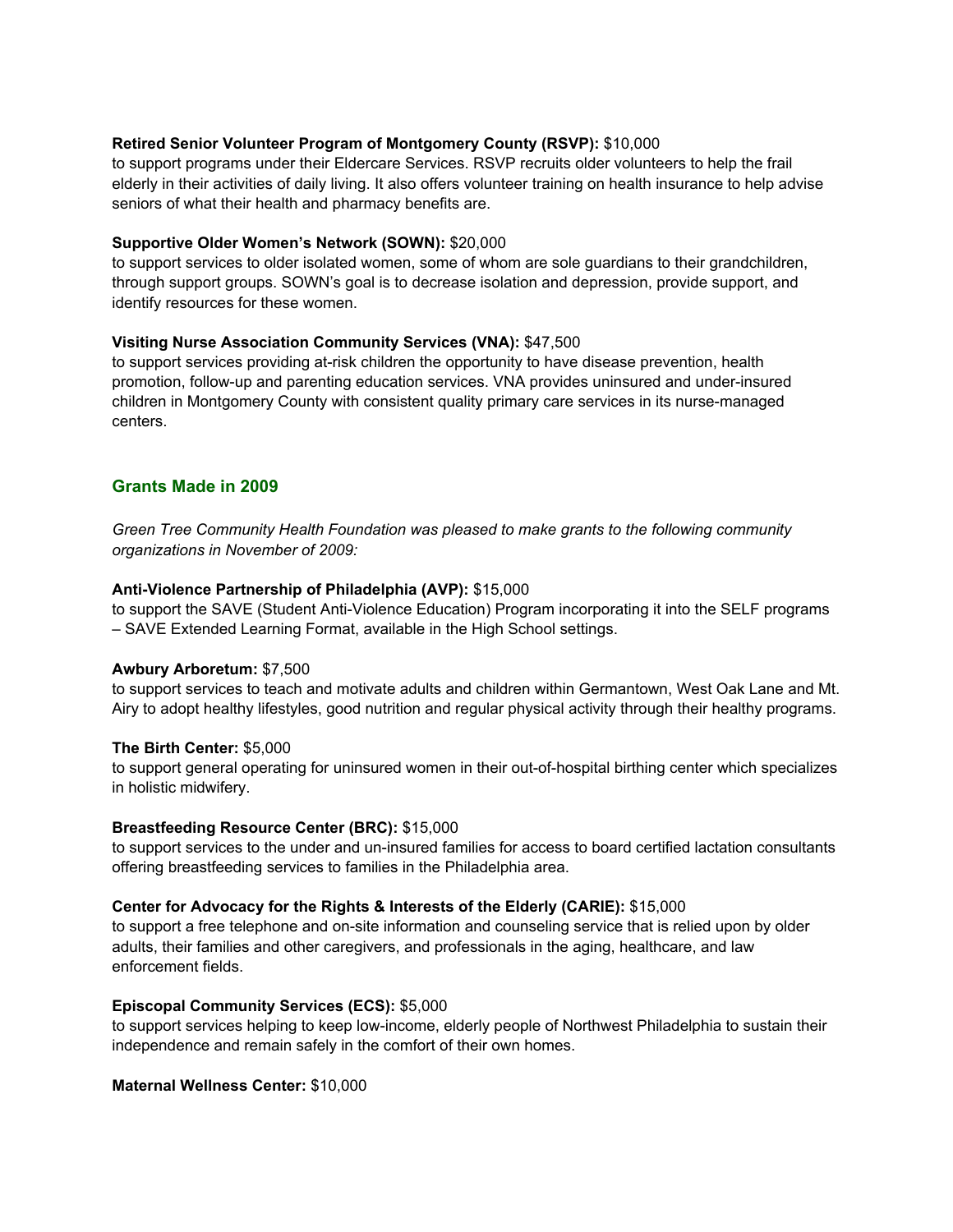**Retired Senior Volunteer Program of Montgomery County (RSVP):** $10,000
to support programs under their Eldercare Services. RSVP recruits older volunteers to help the frail elderly in their activities of daily living. It also offers volunteer training on health insurance to help advise seniors of what their health and pharmacy benefits are.

**Supportive Older Women's Network (SOWN):** $20,000
to support services to older isolated women, some of whom are sole guardians to their grandchildren, through support groups. SOWN's goal is to decrease isolation and depression, provide support, and identify resources for these women.

**Visiting Nurse Association Community Services (VNA):** $47,500
to support services providing at-risk children the opportunity to have disease prevention, health promotion, follow-up and parenting education services. VNA provides uninsured and under-insured children in Montgomery County with consistent quality primary care services in its nurse-managed centers.

## Grants Made in 2009

*Green Tree Community Health Foundation was pleased to make grants to the following community organizations in November of 2009:*

**Anti-Violence Partnership of Philadelphia (AVP):** $15,000
to support the SAVE (Student Anti-Violence Education) Program incorporating it into the SELF programs – SAVE Extended Learning Format, available in the High School settings.

**Awbury Arboretum:** $7,500
to support services to teach and motivate adults and children within Germantown, West Oak Lane and Mt. Airy to adopt healthy lifestyles, good nutrition and regular physical activity through their healthy programs.

**The Birth Center:** $5,000
to support general operating for uninsured women in their out-of-hospital birthing center which specializes in holistic midwifery.

**Breastfeeding Resource Center (BRC):** $15,000
to support services to the under and un-insured families for access to board certified lactation consultants offering breastfeeding services to families in the Philadelphia area.

**Center for Advocacy for the Rights & Interests of the Elderly (CARIE):** $15,000
to support a free telephone and on-site information and counseling service that is relied upon by older adults, their families and other caregivers, and professionals in the aging, healthcare, and law enforcement fields.

**Episcopal Community Services (ECS):** $5,000
to support services helping to keep low-income, elderly people of Northwest Philadelphia to sustain their independence and remain safely in the comfort of their own homes.

**Maternal Wellness Center:** $10,000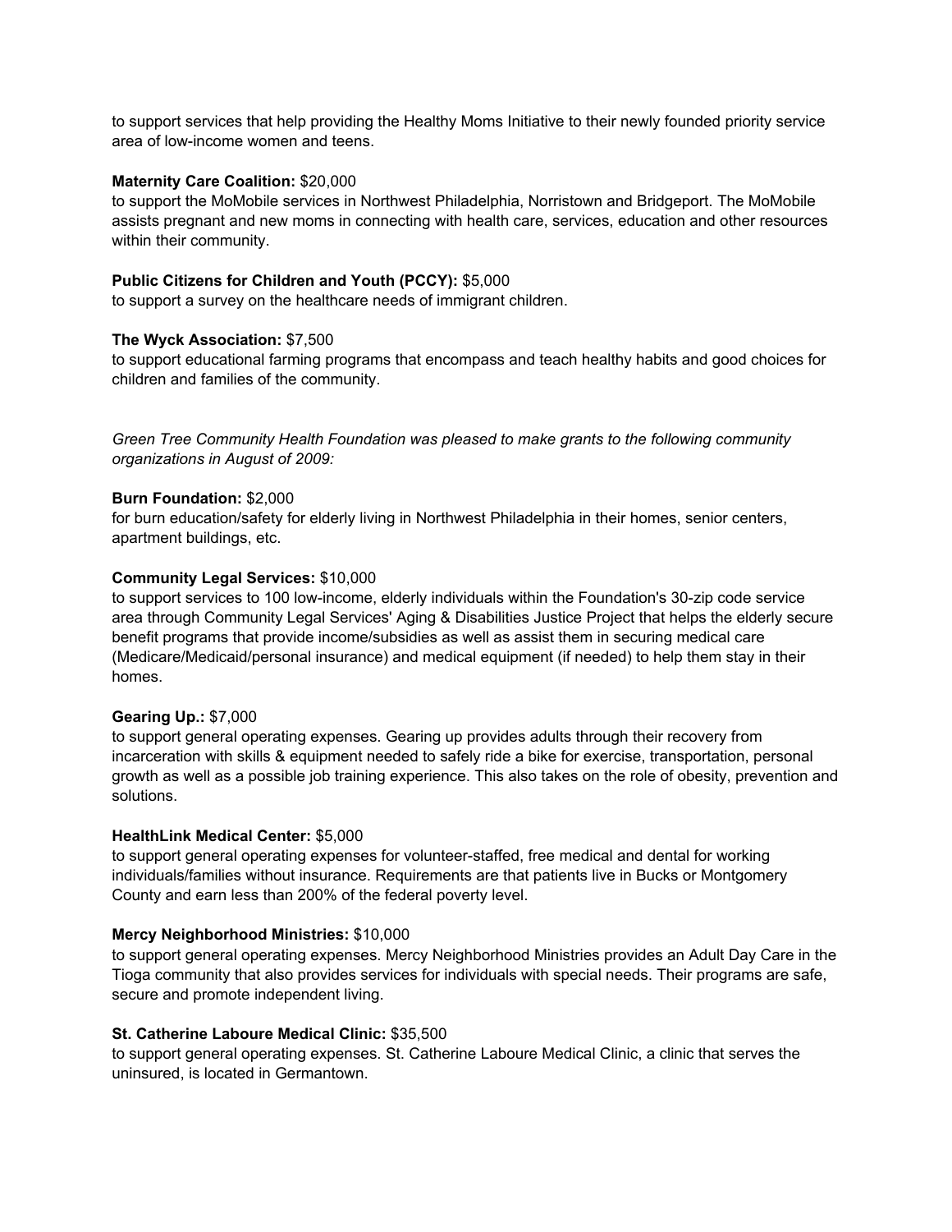to support services that help providing the Healthy Moms Initiative to their newly founded priority service area of low-income women and teens.

**Maternity Care Coalition:** $20,000
to support the MoMobile services in Northwest Philadelphia, Norristown and Bridgeport. The MoMobile assists pregnant and new moms in connecting with health care, services, education and other resources within their community.

**Public Citizens for Children and Youth (PCCY):** $5,000
to support a survey on the healthcare needs of immigrant children.

**The Wyck Association:** $7,500
to support educational farming programs that encompass and teach healthy habits and good choices for children and families of the community.

*Green Tree Community Health Foundation was pleased to make grants to the following community organizations in August of 2009:*

**Burn Foundation:** $2,000
for burn education/safety for elderly living in Northwest Philadelphia in their homes, senior centers, apartment buildings, etc.

**Community Legal Services:** $10,000
to support services to 100 low-income, elderly individuals within the Foundation's 30-zip code service area through Community Legal Services' Aging & Disabilities Justice Project that helps the elderly secure benefit programs that provide income/subsidies as well as assist them in securing medical care (Medicare/Medicaid/personal insurance) and medical equipment (if needed) to help them stay in their homes.

**Gearing Up.:** $7,000
to support general operating expenses. Gearing up provides adults through their recovery from incarceration with skills & equipment needed to safely ride a bike for exercise, transportation, personal growth as well as a possible job training experience. This also takes on the role of obesity, prevention and solutions.

**HealthLink Medical Center:** $5,000
to support general operating expenses for volunteer-staffed, free medical and dental for working individuals/families without insurance. Requirements are that patients live in Bucks or Montgomery County and earn less than 200% of the federal poverty level.

**Mercy Neighborhood Ministries:** $10,000
to support general operating expenses. Mercy Neighborhood Ministries provides an Adult Day Care in the Tioga community that also provides services for individuals with special needs. Their programs are safe, secure and promote independent living.

**St. Catherine Laboure Medical Clinic:** $35,500
to support general operating expenses. St. Catherine Laboure Medical Clinic, a clinic that serves the uninsured, is located in Germantown.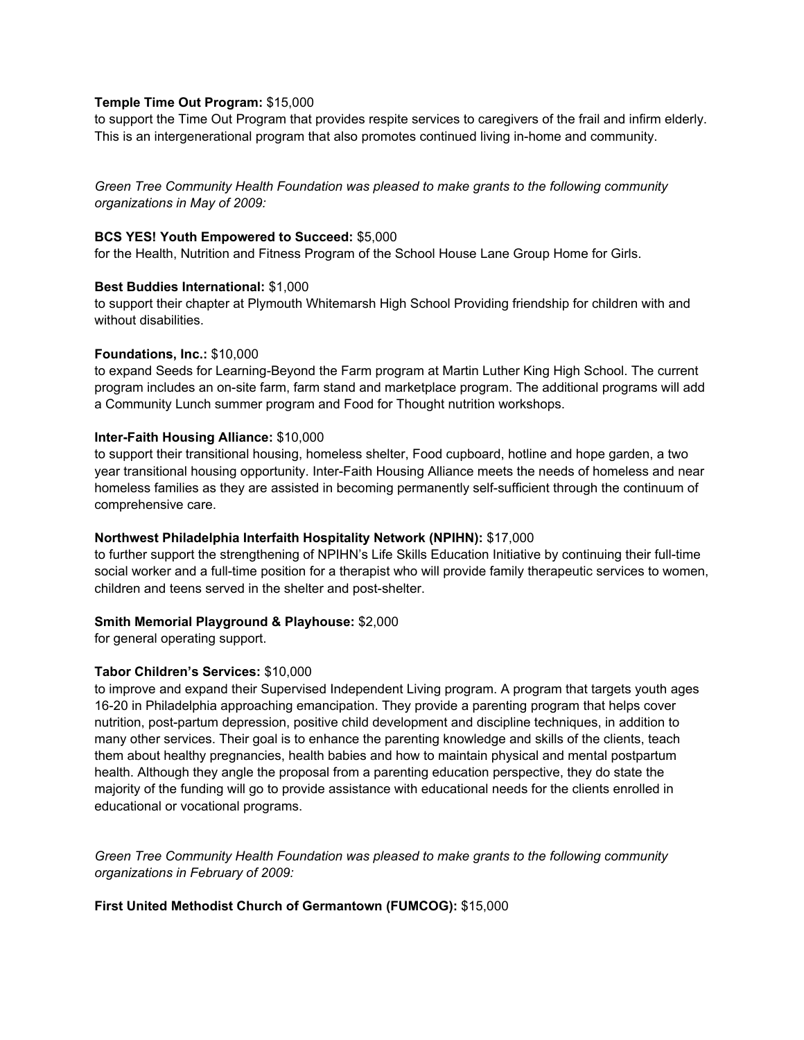**Temple Time Out Program:** $15,000
to support the Time Out Program that provides respite services to caregivers of the frail and infirm elderly. This is an intergenerational program that also promotes continued living in-home and community.

*Green Tree Community Health Foundation was pleased to make grants to the following community organizations in May of 2009:*

**BCS YES! Youth Empowered to Succeed:** $5,000
for the Health, Nutrition and Fitness Program of the School House Lane Group Home for Girls.

**Best Buddies International:** $1,000
to support their chapter at Plymouth Whitemarsh High School Providing friendship for children with and without disabilities.

**Foundations, Inc.:** $10,000
to expand Seeds for Learning-Beyond the Farm program at Martin Luther King High School. The current program includes an on-site farm, farm stand and marketplace program. The additional programs will add a Community Lunch summer program and Food for Thought nutrition workshops.

**Inter-Faith Housing Alliance:** $10,000
to support their transitional housing, homeless shelter, Food cupboard, hotline and hope garden, a two year transitional housing opportunity. Inter-Faith Housing Alliance meets the needs of homeless and near homeless families as they are assisted in becoming permanently self-sufficient through the continuum of comprehensive care.

**Northwest Philadelphia Interfaith Hospitality Network (NPIHN):** $17,000
to further support the strengthening of NPIHN's Life Skills Education Initiative by continuing their full-time social worker and a full-time position for a therapist who will provide family therapeutic services to women, children and teens served in the shelter and post-shelter.

**Smith Memorial Playground & Playhouse:** $2,000
for general operating support.

**Tabor Children's Services:** $10,000
to improve and expand their Supervised Independent Living program. A program that targets youth ages 16-20 in Philadelphia approaching emancipation. They provide a parenting program that helps cover nutrition, post-partum depression, positive child development and discipline techniques, in addition to many other services. Their goal is to enhance the parenting knowledge and skills of the clients, teach them about healthy pregnancies, health babies and how to maintain physical and mental postpartum health. Although they angle the proposal from a parenting education perspective, they do state the majority of the funding will go to provide assistance with educational needs for the clients enrolled in educational or vocational programs.

*Green Tree Community Health Foundation was pleased to make grants to the following community organizations in February of 2009:*

**First United Methodist Church of Germantown (FUMCOG):** $15,000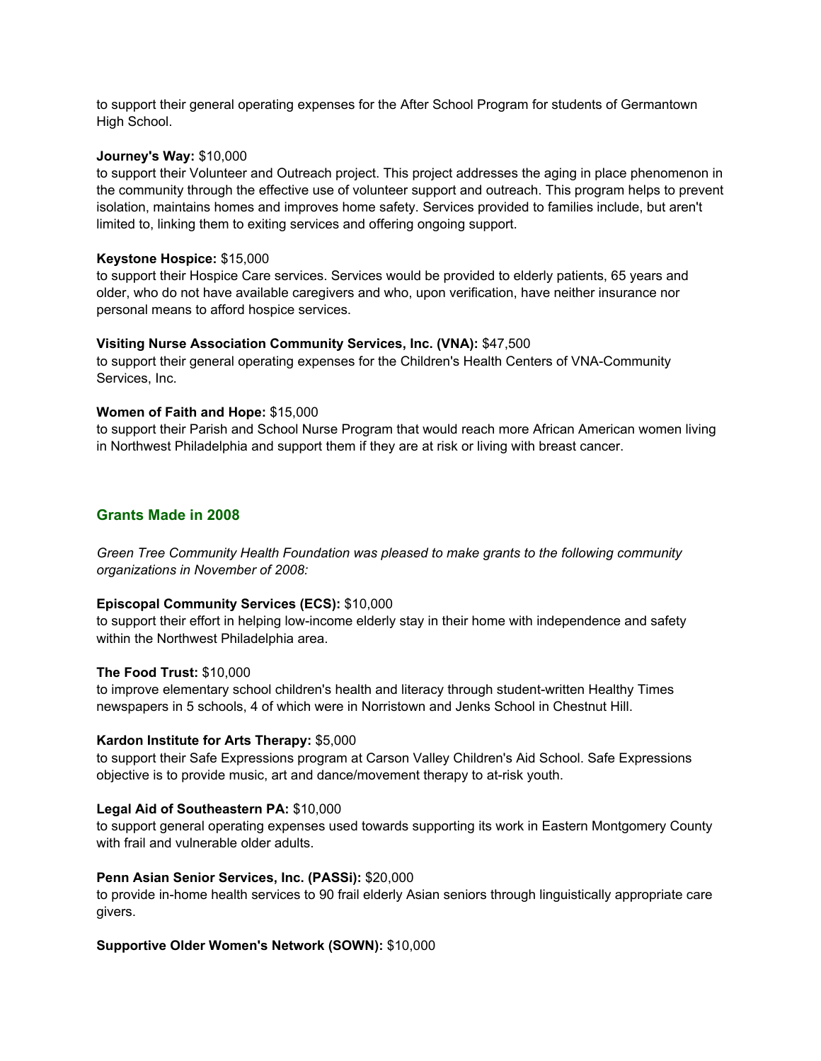to support their general operating expenses for the After School Program for students of Germantown High School.

**Journey's Way:** $10,000
to support their Volunteer and Outreach project. This project addresses the aging in place phenomenon in the community through the effective use of volunteer support and outreach. This program helps to prevent isolation, maintains homes and improves home safety. Services provided to families include, but aren't limited to, linking them to exiting services and offering ongoing support.

**Keystone Hospice:** $15,000
to support their Hospice Care services. Services would be provided to elderly patients, 65 years and older, who do not have available caregivers and who, upon verification, have neither insurance nor personal means to afford hospice services.

**Visiting Nurse Association Community Services, Inc. (VNA):** $47,500
to support their general operating expenses for the Children's Health Centers of VNA-Community Services, Inc.

**Women of Faith and Hope:** $15,000
to support their Parish and School Nurse Program that would reach more African American women living in Northwest Philadelphia and support them if they are at risk or living with breast cancer.

## Grants Made in 2008

*Green Tree Community Health Foundation was pleased to make grants to the following community organizations in November of 2008:*

**Episcopal Community Services (ECS):** $10,000
to support their effort in helping low-income elderly stay in their home with independence and safety within the Northwest Philadelphia area.

**The Food Trust:** $10,000
to improve elementary school children's health and literacy through student-written Healthy Times newspapers in 5 schools, 4 of which were in Norristown and Jenks School in Chestnut Hill.

**Kardon Institute for Arts Therapy:** $5,000
to support their Safe Expressions program at Carson Valley Children's Aid School. Safe Expressions objective is to provide music, art and dance/movement therapy to at-risk youth.

**Legal Aid of Southeastern PA:** $10,000
to support general operating expenses used towards supporting its work in Eastern Montgomery County with frail and vulnerable older adults.

**Penn Asian Senior Services, Inc. (PASSi):** $20,000
to provide in-home health services to 90 frail elderly Asian seniors through linguistically appropriate care givers.

**Supportive Older Women's Network (SOWN):** $10,000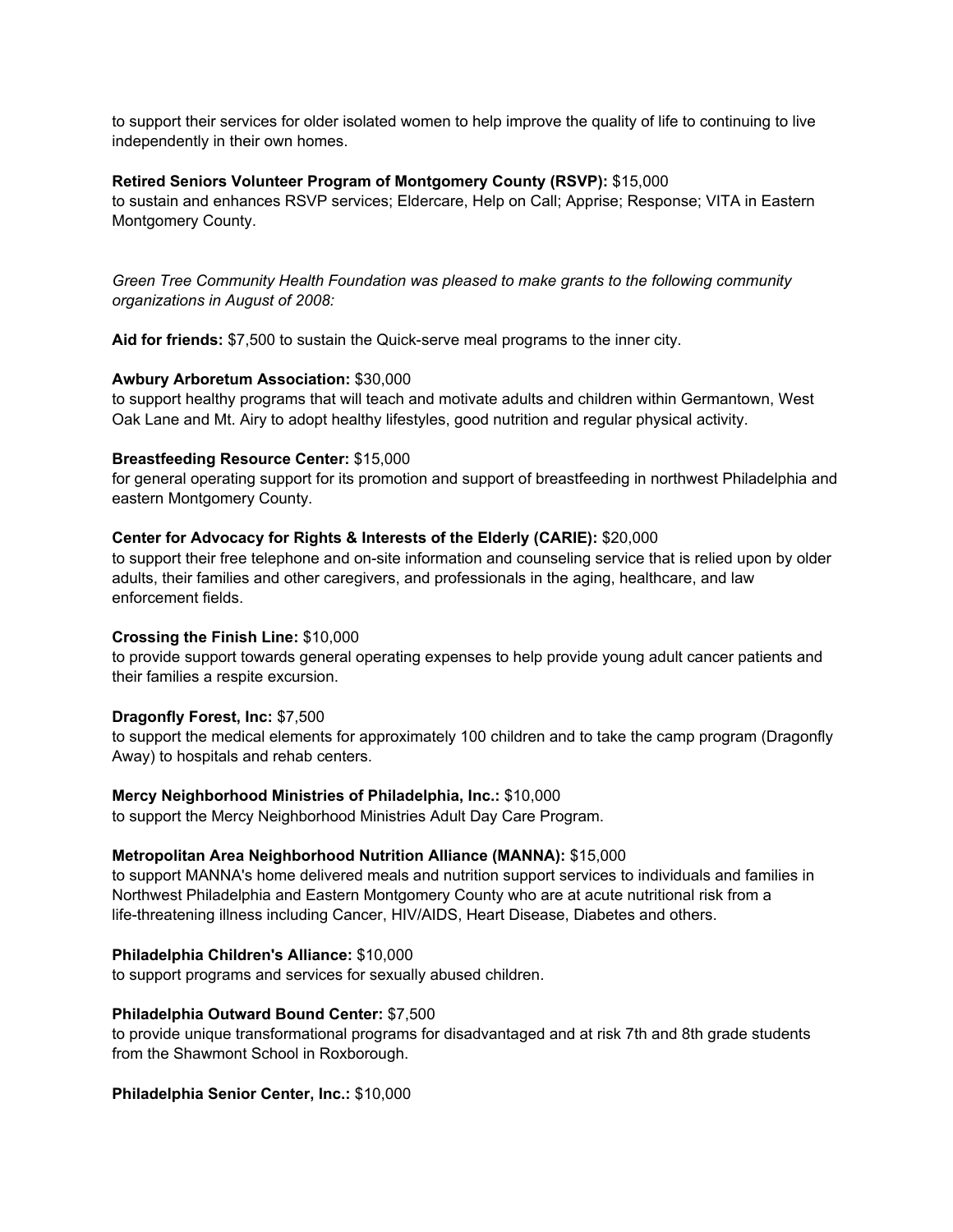to support their services for older isolated women to help improve the quality of life to continuing to live independently in their own homes.

**Retired Seniors Volunteer Program of Montgomery County (RSVP):** $15,000
to sustain and enhances RSVP services; Eldercare, Help on Call; Apprise; Response; VITA in Eastern Montgomery County.

*Green Tree Community Health Foundation was pleased to make grants to the following community organizations in August of 2008:*

**Aid for friends:** $7,500 to sustain the Quick-serve meal programs to the inner city.

**Awbury Arboretum Association:** $30,000
to support healthy programs that will teach and motivate adults and children within Germantown, West Oak Lane and Mt. Airy to adopt healthy lifestyles, good nutrition and regular physical activity.

**Breastfeeding Resource Center:** $15,000
for general operating support for its promotion and support of breastfeeding in northwest Philadelphia and eastern Montgomery County.

**Center for Advocacy for Rights & Interests of the Elderly (CARIE):** $20,000
to support their free telephone and on-site information and counseling service that is relied upon by older adults, their families and other caregivers, and professionals in the aging, healthcare, and law enforcement fields.

**Crossing the Finish Line:** $10,000
to provide support towards general operating expenses to help provide young adult cancer patients and their families a respite excursion.

**Dragonfly Forest, Inc:** $7,500
to support the medical elements for approximately 100 children and to take the camp program (Dragonfly Away) to hospitals and rehab centers.

**Mercy Neighborhood Ministries of Philadelphia, Inc.:** $10,000
to support the Mercy Neighborhood Ministries Adult Day Care Program.

**Metropolitan Area Neighborhood Nutrition Alliance (MANNA):** $15,000
to support MANNA's home delivered meals and nutrition support services to individuals and families in Northwest Philadelphia and Eastern Montgomery County who are at acute nutritional risk from a life-threatening illness including Cancer, HIV/AIDS, Heart Disease, Diabetes and others.

**Philadelphia Children's Alliance:** $10,000
to support programs and services for sexually abused children.

**Philadelphia Outward Bound Center:** $7,500
to provide unique transformational programs for disadvantaged and at risk 7th and 8th grade students from the Shawmont School in Roxborough.

**Philadelphia Senior Center, Inc.:** $10,000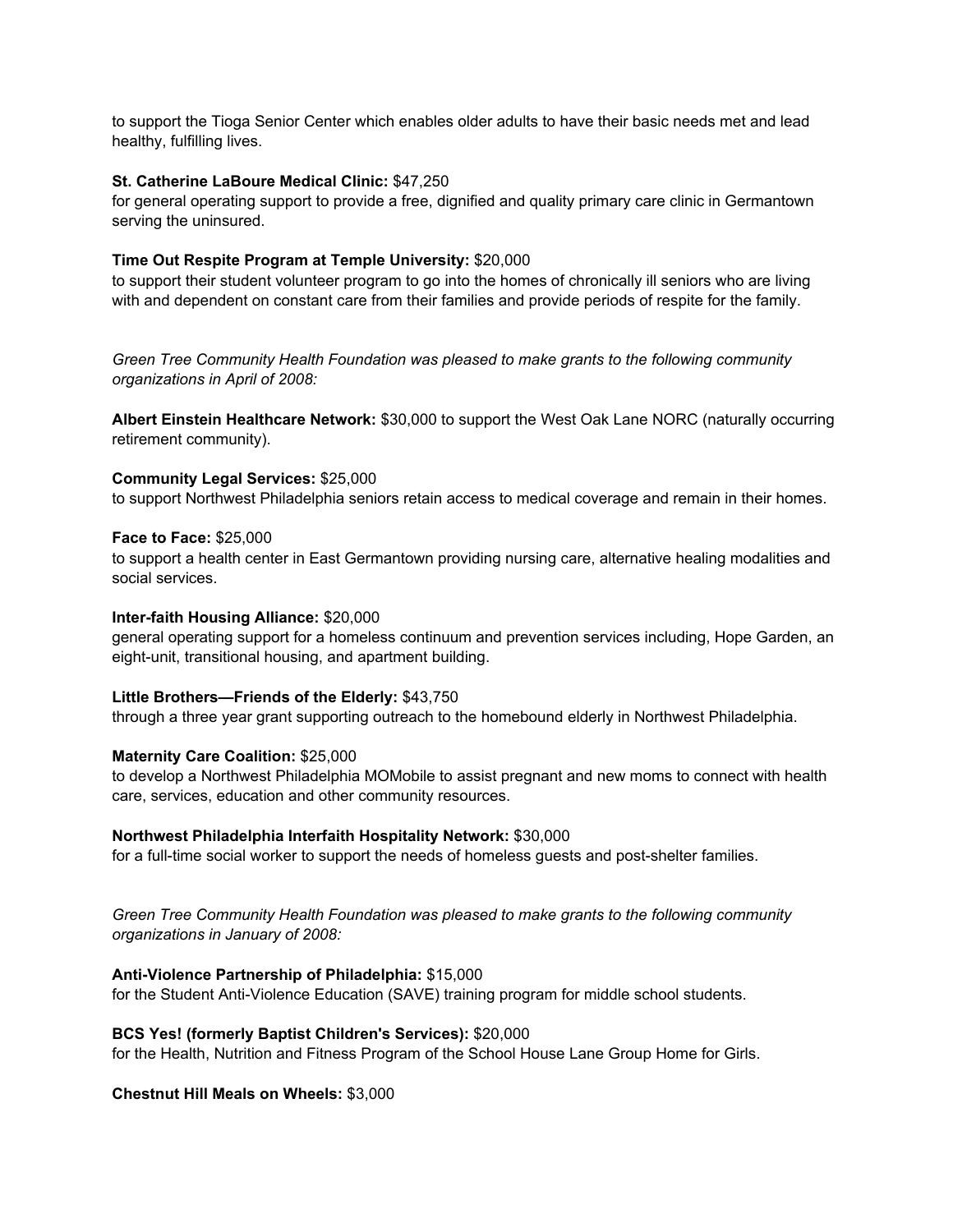to support the Tioga Senior Center which enables older adults to have their basic needs met and lead healthy, fulfilling lives.

**St. Catherine LaBoure Medical Clinic:** $47,250
for general operating support to provide a free, dignified and quality primary care clinic in Germantown serving the uninsured.

**Time Out Respite Program at Temple University:** $20,000
to support their student volunteer program to go into the homes of chronically ill seniors who are living with and dependent on constant care from their families and provide periods of respite for the family.

*Green Tree Community Health Foundation was pleased to make grants to the following community organizations in April of 2008:*

**Albert Einstein Healthcare Network:** $30,000 to support the West Oak Lane NORC (naturally occurring retirement community).

**Community Legal Services:** $25,000
to support Northwest Philadelphia seniors retain access to medical coverage and remain in their homes.

**Face to Face:** $25,000
to support a health center in East Germantown providing nursing care, alternative healing modalities and social services.

**Inter-faith Housing Alliance:** $20,000
general operating support for a homeless continuum and prevention services including, Hope Garden, an eight-unit, transitional housing, and apartment building.

**Little Brothers—Friends of the Elderly:** $43,750
through a three year grant supporting outreach to the homebound elderly in Northwest Philadelphia.

**Maternity Care Coalition:** $25,000
to develop a Northwest Philadelphia MOMobile to assist pregnant and new moms to connect with health care, services, education and other community resources.

**Northwest Philadelphia Interfaith Hospitality Network:** $30,000
for a full-time social worker to support the needs of homeless guests and post-shelter families.

*Green Tree Community Health Foundation was pleased to make grants to the following community organizations in January of 2008:*

**Anti-Violence Partnership of Philadelphia:** $15,000
for the Student Anti-Violence Education (SAVE) training program for middle school students.

**BCS Yes! (formerly Baptist Children's Services):** $20,000
for the Health, Nutrition and Fitness Program of the School House Lane Group Home for Girls.

**Chestnut Hill Meals on Wheels:** $3,000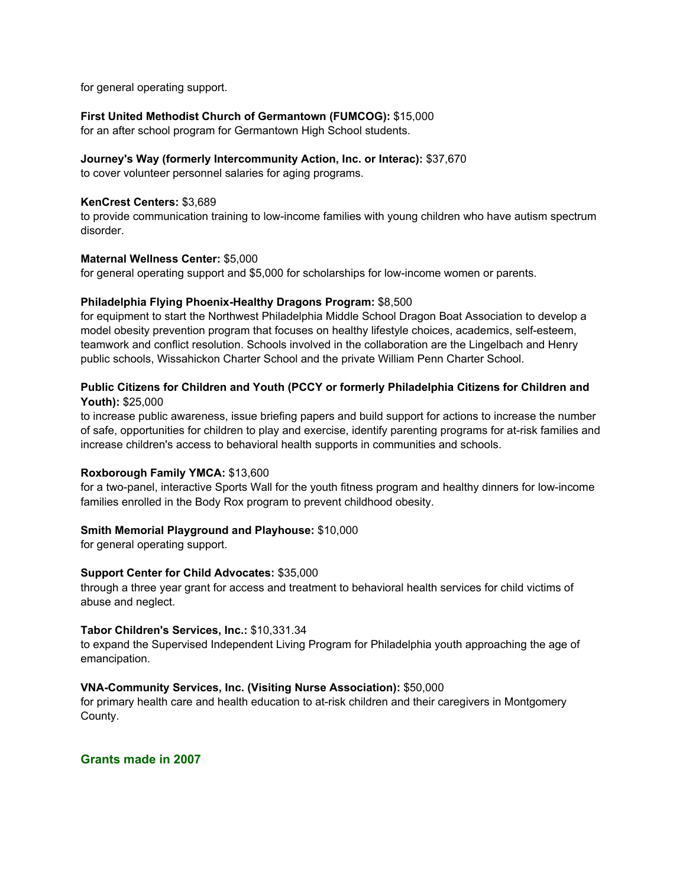for general operating support.

**First United Methodist Church of Germantown (FUMCOG):** $15,000
for an after school program for Germantown High School students.

**Journey's Way (formerly Intercommunity Action, Inc. or Interac):** $37,670
to cover volunteer personnel salaries for aging programs.

**KenCrest Centers:** $3,689
to provide communication training to low-income families with young children who have autism spectrum disorder.

**Maternal Wellness Center:** $5,000
for general operating support and $5,000 for scholarships for low-income women or parents.

**Philadelphia Flying Phoenix-Healthy Dragons Program:** $8,500
for equipment to start the Northwest Philadelphia Middle School Dragon Boat Association to develop a model obesity prevention program that focuses on healthy lifestyle choices, academics, self-esteem, teamwork and conflict resolution. Schools involved in the collaboration are the Lingelbach and Henry public schools, Wissahickon Charter School and the private William Penn Charter School.

**Public Citizens for Children and Youth (PCCY or formerly Philadelphia Citizens for Children and Youth):** $25,000
to increase public awareness, issue briefing papers and build support for actions to increase the number of safe, opportunities for children to play and exercise, identify parenting programs for at-risk families and increase children's access to behavioral health supports in communities and schools.

**Roxborough Family YMCA:** $13,600
for a two-panel, interactive Sports Wall for the youth fitness program and healthy dinners for low-income families enrolled in the Body Rox program to prevent childhood obesity.

**Smith Memorial Playground and Playhouse:** $10,000
for general operating support.

**Support Center for Child Advocates:** $35,000
through a three year grant for access and treatment to behavioral health services for child victims of abuse and neglect.

**Tabor Children's Services, Inc.:** $10,331.34
to expand the Supervised Independent Living Program for Philadelphia youth approaching the age of emancipation.

**VNA-Community Services, Inc. (Visiting Nurse Association):** $50,000
for primary health care and health education to at-risk children and their caregivers in Montgomery County.

## Grants made in 2007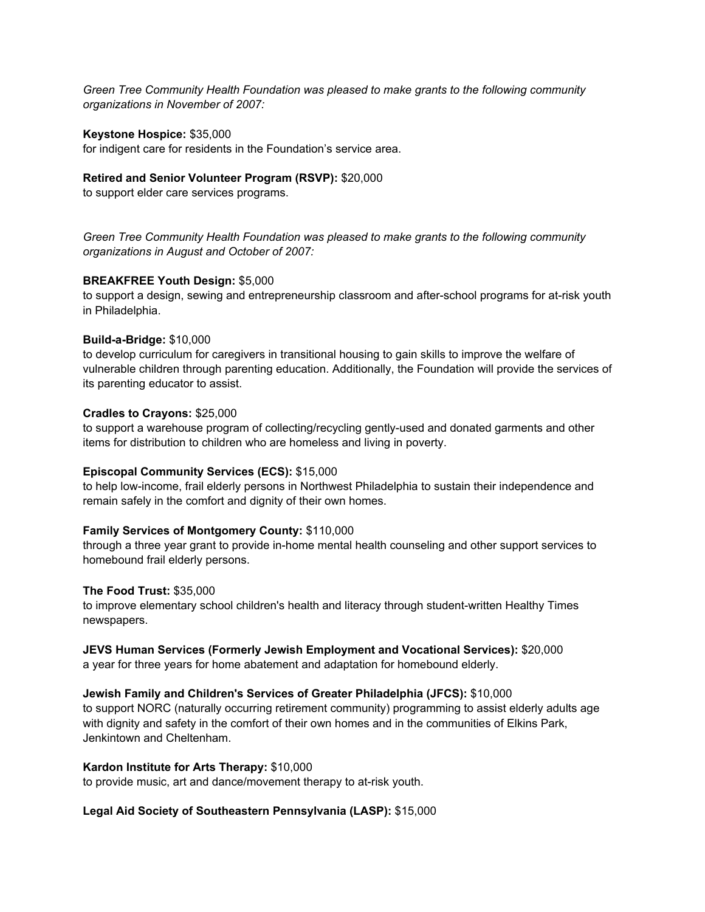*Green Tree Community Health Foundation was pleased to make grants to the following community organizations in November of 2007:*

**Keystone Hospice:** $35,000
for indigent care for residents in the Foundation's service area.

**Retired and Senior Volunteer Program (RSVP):** $20,000
to support elder care services programs.

*Green Tree Community Health Foundation was pleased to make grants to the following community organizations in August and October of 2007:*

**BREAKFREE Youth Design:** $5,000
to support a design, sewing and entrepreneurship classroom and after-school programs for at-risk youth in Philadelphia.

**Build-a-Bridge:** $10,000
to develop curriculum for caregivers in transitional housing to gain skills to improve the welfare of vulnerable children through parenting education. Additionally, the Foundation will provide the services of its parenting educator to assist.

**Cradles to Crayons:** $25,000
to support a warehouse program of collecting/recycling gently-used and donated garments and other items for distribution to children who are homeless and living in poverty.

**Episcopal Community Services (ECS):** $15,000
to help low-income, frail elderly persons in Northwest Philadelphia to sustain their independence and remain safely in the comfort and dignity of their own homes.

**Family Services of Montgomery County:** $110,000
through a three year grant to provide in-home mental health counseling and other support services to homebound frail elderly persons.

**The Food Trust:** $35,000
to improve elementary school children's health and literacy through student-written Healthy Times newspapers.

**JEVS Human Services (Formerly Jewish Employment and Vocational Services):** $20,000
a year for three years for home abatement and adaptation for homebound elderly.

**Jewish Family and Children's Services of Greater Philadelphia (JFCS):** $10,000
to support NORC (naturally occurring retirement community) programming to assist elderly adults age with dignity and safety in the comfort of their own homes and in the communities of Elkins Park, Jenkintown and Cheltenham.

**Kardon Institute for Arts Therapy:** $10,000
to provide music, art and dance/movement therapy to at-risk youth.

**Legal Aid Society of Southeastern Pennsylvania (LASP):** $15,000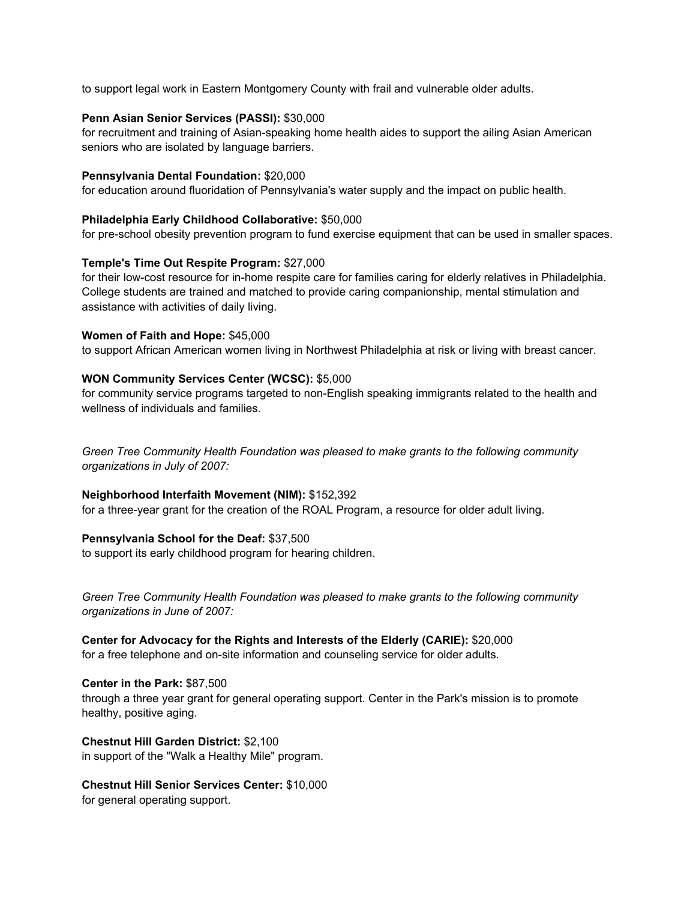to support legal work in Eastern Montgomery County with frail and vulnerable older adults.

**Penn Asian Senior Services (PASSI):** $30,000
for recruitment and training of Asian-speaking home health aides to support the ailing Asian American seniors who are isolated by language barriers.

**Pennsylvania Dental Foundation:** $20,000
for education around fluoridation of Pennsylvania's water supply and the impact on public health.

**Philadelphia Early Childhood Collaborative:** $50,000
for pre-school obesity prevention program to fund exercise equipment that can be used in smaller spaces.

**Temple's Time Out Respite Program:** $27,000
for their low-cost resource for in-home respite care for families caring for elderly relatives in Philadelphia. College students are trained and matched to provide caring companionship, mental stimulation and assistance with activities of daily living.

**Women of Faith and Hope:** $45,000
to support African American women living in Northwest Philadelphia at risk or living with breast cancer.

**WON Community Services Center (WCSC):** $5,000
for community service programs targeted to non-English speaking immigrants related to the health and wellness of individuals and families.

*Green Tree Community Health Foundation was pleased to make grants to the following community organizations in July of 2007:*

**Neighborhood Interfaith Movement (NIM):** $152,392
for a three-year grant for the creation of the ROAL Program, a resource for older adult living.

**Pennsylvania School for the Deaf:** $37,500
to support its early childhood program for hearing children.

*Green Tree Community Health Foundation was pleased to make grants to the following community organizations in June of 2007:*

**Center for Advocacy for the Rights and Interests of the Elderly (CARIE):** $20,000
for a free telephone and on-site information and counseling service for older adults.

**Center in the Park:** $87,500
through a three year grant for general operating support. Center in the Park's mission is to promote healthy, positive aging.

**Chestnut Hill Garden District:** $2,100
in support of the "Walk a Healthy Mile" program.

**Chestnut Hill Senior Services Center:** $10,000
for general operating support.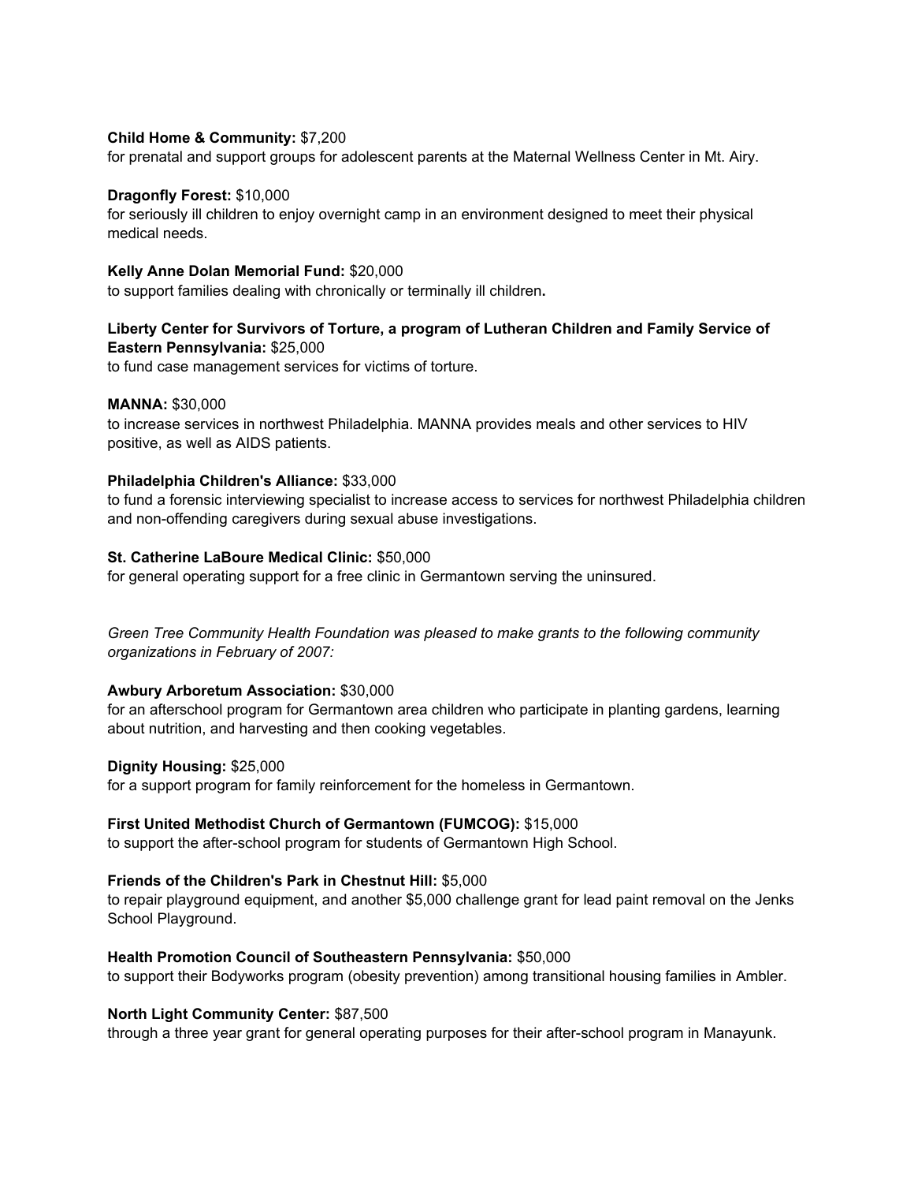**Child Home & Community:** $7,200
for prenatal and support groups for adolescent parents at the Maternal Wellness Center in Mt. Airy.

**Dragonfly Forest:** $10,000
for seriously ill children to enjoy overnight camp in an environment designed to meet their physical medical needs.

**Kelly Anne Dolan Memorial Fund:** $20,000
to support families dealing with chronically or terminally ill children**.**

**Liberty Center for Survivors of Torture, a program of Lutheran Children and Family Service of Eastern Pennsylvania:** $25,000
to fund case management services for victims of torture.

**MANNA:** $30,000
to increase services in northwest Philadelphia. MANNA provides meals and other services to HIV positive, as well as AIDS patients.

**Philadelphia Children's Alliance:** $33,000
to fund a forensic interviewing specialist to increase access to services for northwest Philadelphia children and non-offending caregivers during sexual abuse investigations.

**St. Catherine LaBoure Medical Clinic:** $50,000
for general operating support for a free clinic in Germantown serving the uninsured.

*Green Tree Community Health Foundation was pleased to make grants to the following community organizations in February of 2007:*

**Awbury Arboretum Association:** $30,000
for an afterschool program for Germantown area children who participate in planting gardens, learning about nutrition, and harvesting and then cooking vegetables.

**Dignity Housing:** $25,000
for a support program for family reinforcement for the homeless in Germantown.

**First United Methodist Church of Germantown (FUMCOG):** $15,000
to support the after-school program for students of Germantown High School.

**Friends of the Children's Park in Chestnut Hill:** $5,000
to repair playground equipment, and another $5,000 challenge grant for lead paint removal on the Jenks School Playground.

**Health Promotion Council of Southeastern Pennsylvania:** $50,000
to support their Bodyworks program (obesity prevention) among transitional housing families in Ambler.

**North Light Community Center:** $87,500
through a three year grant for general operating purposes for their after-school program in Manayunk.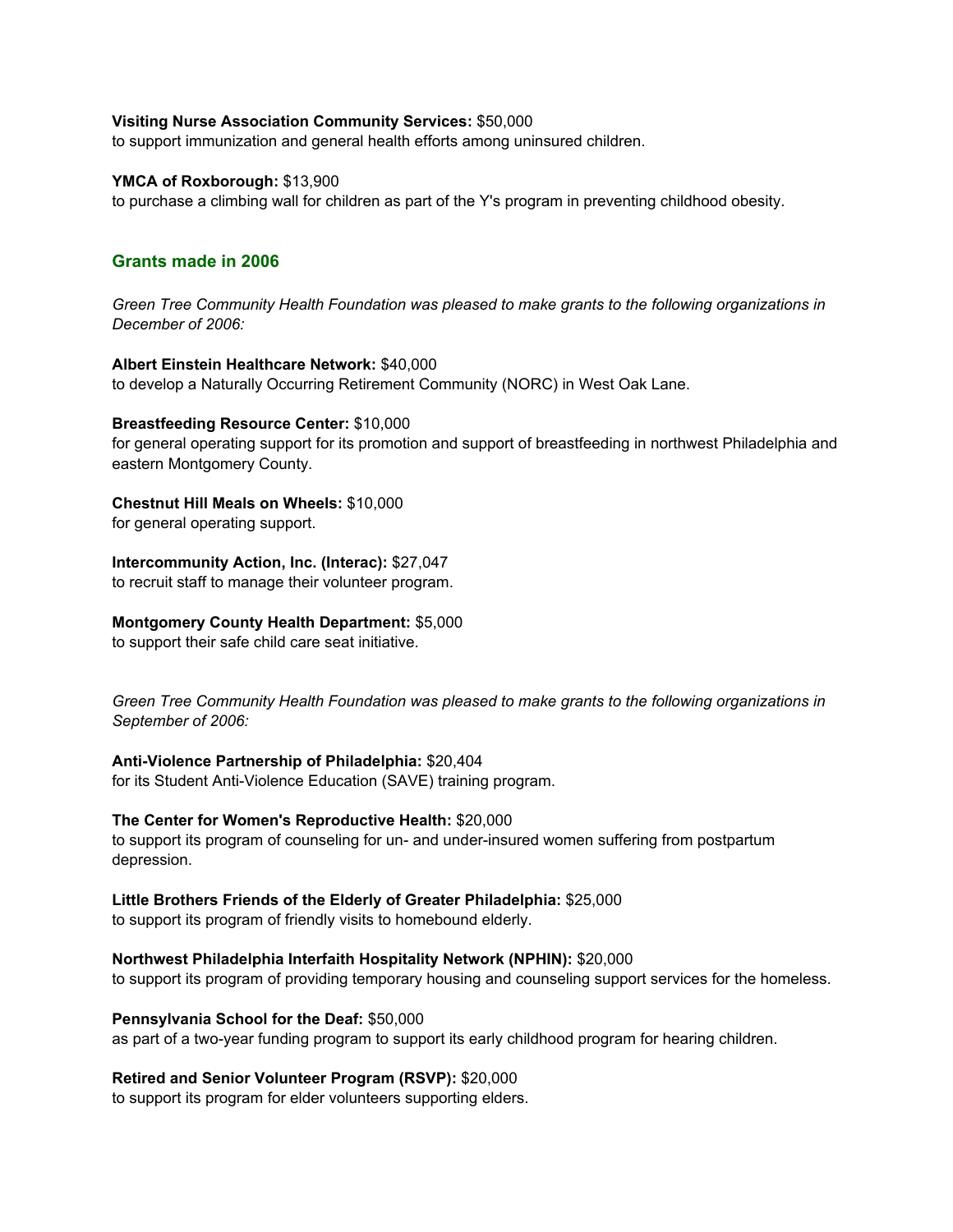**Visiting Nurse Association Community Services:** $50,000
to support immunization and general health efforts among uninsured children.

**YMCA of Roxborough:** $13,900
to purchase a climbing wall for children as part of the Y's program in preventing childhood obesity.

## Grants made in 2006

*Green Tree Community Health Foundation was pleased to make grants to the following organizations in December of 2006:*

**Albert Einstein Healthcare Network:** $40,000
to develop a Naturally Occurring Retirement Community (NORC) in West Oak Lane.

**Breastfeeding Resource Center:** $10,000
for general operating support for its promotion and support of breastfeeding in northwest Philadelphia and eastern Montgomery County.

**Chestnut Hill Meals on Wheels:** $10,000
for general operating support.

**Intercommunity Action, Inc. (Interac):** $27,047
to recruit staff to manage their volunteer program.

**Montgomery County Health Department:** $5,000
to support their safe child care seat initiative.

*Green Tree Community Health Foundation was pleased to make grants to the following organizations in September of 2006:*

**Anti-Violence Partnership of Philadelphia:** $20,404
for its Student Anti-Violence Education (SAVE) training program.

**The Center for Women's Reproductive Health:** $20,000
to support its program of counseling for un- and under-insured women suffering from postpartum depression.

**Little Brothers Friends of the Elderly of Greater Philadelphia:** $25,000
to support its program of friendly visits to homebound elderly.

**Northwest Philadelphia Interfaith Hospitality Network (NPHIN):** $20,000
to support its program of providing temporary housing and counseling support services for the homeless.

**Pennsylvania School for the Deaf:** $50,000
as part of a two-year funding program to support its early childhood program for hearing children.

**Retired and Senior Volunteer Program (RSVP):** $20,000
to support its program for elder volunteers supporting elders.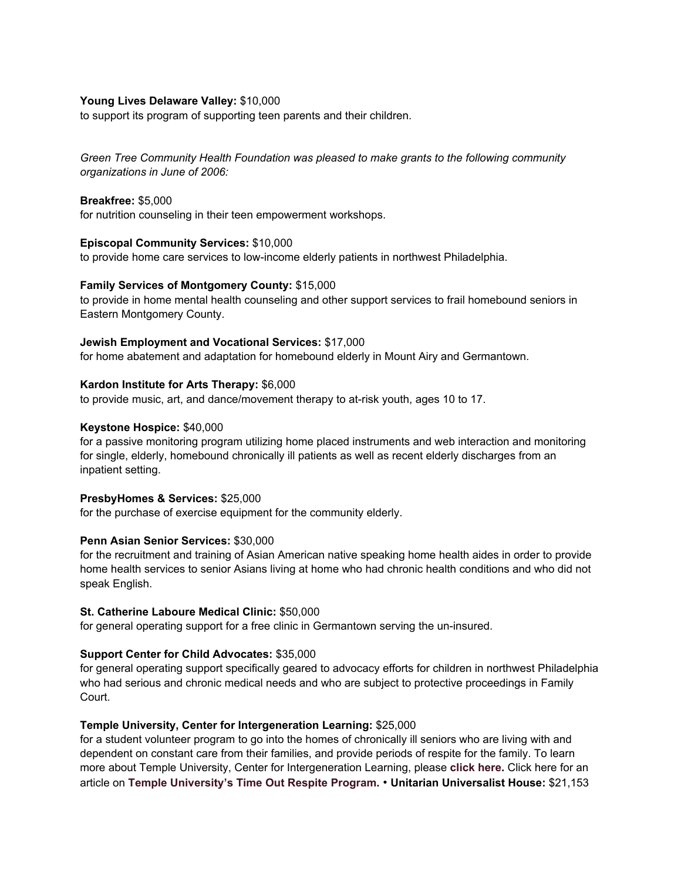**Young Lives Delaware Valley:** $10,000
to support its program of supporting teen parents and their children.

*Green Tree Community Health Foundation was pleased to make grants to the following community organizations in June of 2006:*

**Breakfree:** $5,000
for nutrition counseling in their teen empowerment workshops.

**Episcopal Community Services:** $10,000
to provide home care services to low-income elderly patients in northwest Philadelphia.

**Family Services of Montgomery County:** $15,000
to provide in home mental health counseling and other support services to frail homebound seniors in Eastern Montgomery County.

**Jewish Employment and Vocational Services:** $17,000
for home abatement and adaptation for homebound elderly in Mount Airy and Germantown.

**Kardon Institute for Arts Therapy:** $6,000
to provide music, art, and dance/movement therapy to at-risk youth, ages 10 to 17.

**Keystone Hospice:** $40,000
for a passive monitoring program utilizing home placed instruments and web interaction and monitoring for single, elderly, homebound chronically ill patients as well as recent elderly discharges from an inpatient setting.

**PresbyHomes & Services:** $25,000
for the purchase of exercise equipment for the community elderly.

**Penn Asian Senior Services:** $30,000
for the recruitment and training of Asian American native speaking home health aides in order to provide home health services to senior Asians living at home who had chronic health conditions and who did not speak English.

**St. Catherine Laboure Medical Clinic:** $50,000
for general operating support for a free clinic in Germantown serving the un-insured.

**Support Center for Child Advocates:** $35,000
for general operating support specifically geared to advocacy efforts for children in northwest Philadelphia who had serious and chronic medical needs and who are subject to protective proceedings in Family Court.

**Temple University, Center for Intergeneration Learning:** $25,000
for a student volunteer program to go into the homes of chronically ill seniors who are living with and dependent on constant care from their families, and provide periods of respite for the family. To learn more about Temple University, Center for Intergeneration Learning, please **click here.** Click here for an article on **Temple University's Time Out Respite Program.** • **Unitarian Universalist House:** $21,153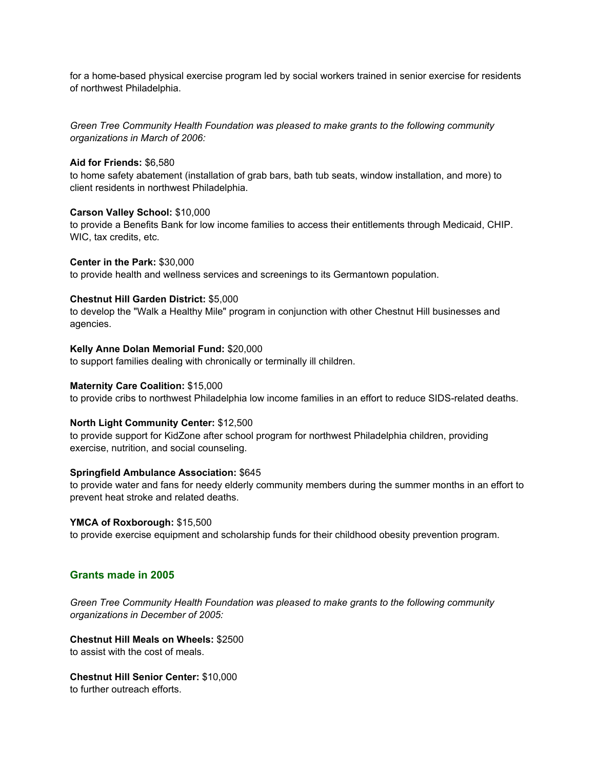for a home-based physical exercise program led by social workers trained in senior exercise for residents of northwest Philadelphia.

*Green Tree Community Health Foundation was pleased to make grants to the following community organizations in March of 2006:*

**Aid for Friends:** $6,580
to home safety abatement (installation of grab bars, bath tub seats, window installation, and more) to client residents in northwest Philadelphia.

**Carson Valley School:** $10,000
to provide a Benefits Bank for low income families to access their entitlements through Medicaid, CHIP. WIC, tax credits, etc.

**Center in the Park:** $30,000
to provide health and wellness services and screenings to its Germantown population.

**Chestnut Hill Garden District:** $5,000
to develop the "Walk a Healthy Mile" program in conjunction with other Chestnut Hill businesses and agencies.

**Kelly Anne Dolan Memorial Fund:** $20,000
to support families dealing with chronically or terminally ill children.

**Maternity Care Coalition:** $15,000
to provide cribs to northwest Philadelphia low income families in an effort to reduce SIDS-related deaths.

**North Light Community Center:** $12,500
to provide support for KidZone after school program for northwest Philadelphia children, providing exercise, nutrition, and social counseling.

**Springfield Ambulance Association:** $645
to provide water and fans for needy elderly community members during the summer months in an effort to prevent heat stroke and related deaths.

**YMCA of Roxborough:** $15,500
to provide exercise equipment and scholarship funds for their childhood obesity prevention program.

## Grants made in 2005

*Green Tree Community Health Foundation was pleased to make grants to the following community organizations in December of 2005:*

**Chestnut Hill Meals on Wheels:** $2500
to assist with the cost of meals.

**Chestnut Hill Senior Center:** $10,000
to further outreach efforts.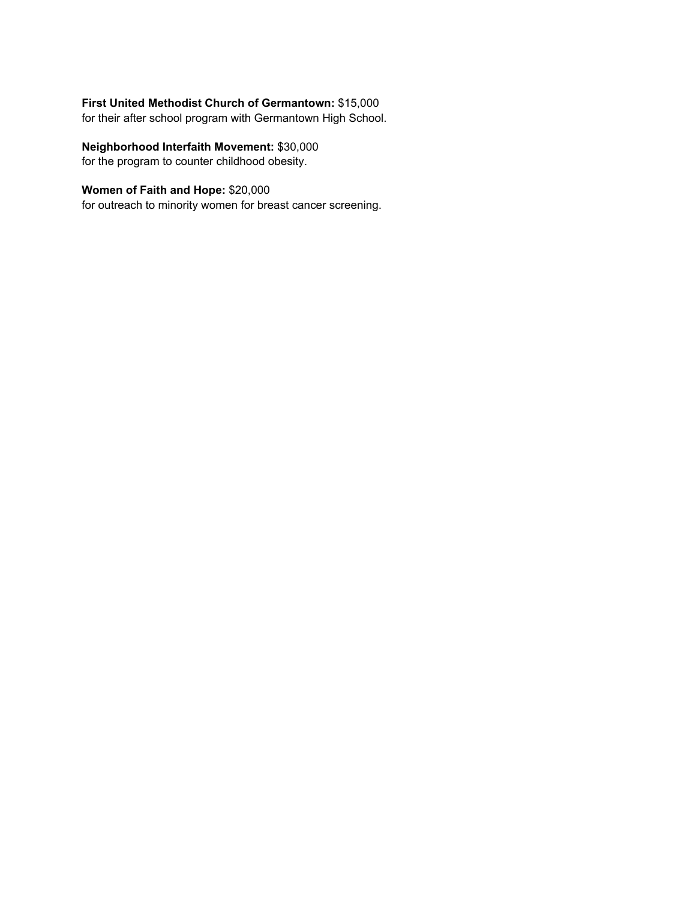**First United Methodist Church of Germantown:** $15,000
for their after school program with Germantown High School.

**Neighborhood Interfaith Movement:** $30,000
for the program to counter childhood obesity.

**Women of Faith and Hope:** $20,000
for outreach to minority women for breast cancer screening.